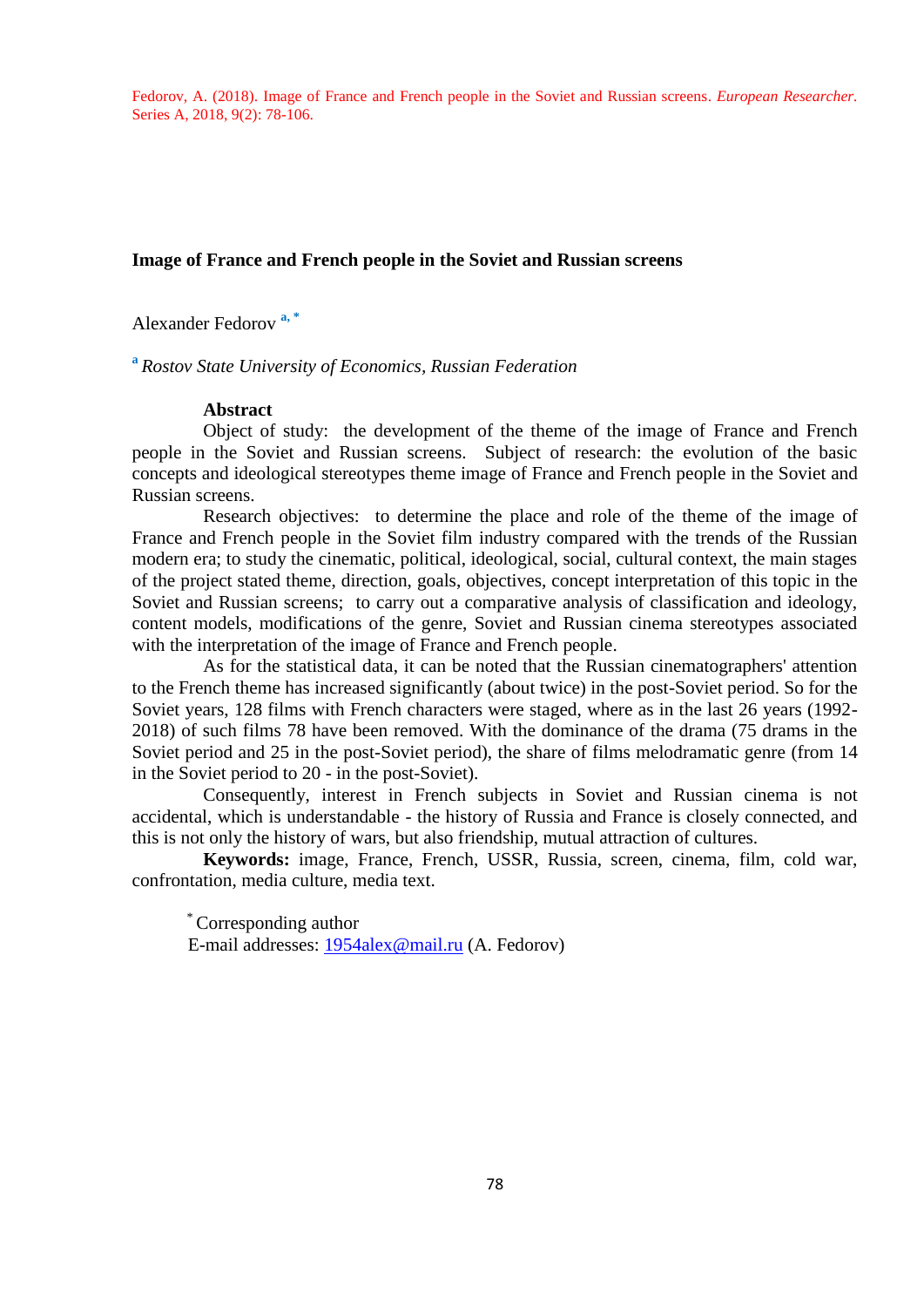Fedorov, A. (2018). Image of France and French people in the Soviet and Russian screens. *European Researcher.* Series A, 2018, 9(2): 78-106.

## Image of France and French people in the Soviet and Russian screens

Alexander Fedorov [a, *]

[a] *Rostov State University of Economics, Russian Federation*

**Abstract**

Object of study: the development of the theme of the image of France and French people in the Soviet and Russian screens. Subject of research: the evolution of the basic concepts and ideological stereotypes theme image of France and French people in the Soviet and Russian screens.

Research objectives: to determine the place and role of the theme of the image of France and French people in the Soviet film industry compared with the trends of the Russian modern era; to study the cinematic, political, ideological, social, cultural context, the main stages of the project stated theme, direction, goals, objectives, concept interpretation of this topic in the Soviet and Russian screens; to carry out a comparative analysis of classification and ideology, content models, modifications of the genre, Soviet and Russian cinema stereotypes associated with the interpretation of the image of France and French people.

As for the statistical data, it can be noted that the Russian cinematographers' attention to the French theme has increased significantly (about twice) in the post-Soviet period. So for the Soviet years, 128 films with French characters were staged, where as in the last 26 years (1992-2018) of such films 78 have been removed. With the dominance of the drama (75 drams in the Soviet period and 25 in the post-Soviet period), the share of films melodramatic genre (from 14 in the Soviet period to 20 - in the post-Soviet).

Consequently, interest in French subjects in Soviet and Russian cinema is not accidental, which is understandable - the history of Russia and France is closely connected, and this is not only the history of wars, but also friendship, mutual attraction of cultures.

**Keywords:** image, France, French, USSR, Russia, screen, cinema, film, cold war, confrontation, media culture, media text.

[*] Corresponding author
E-mail addresses: 1954alex@mail.ru (A. Fedorov)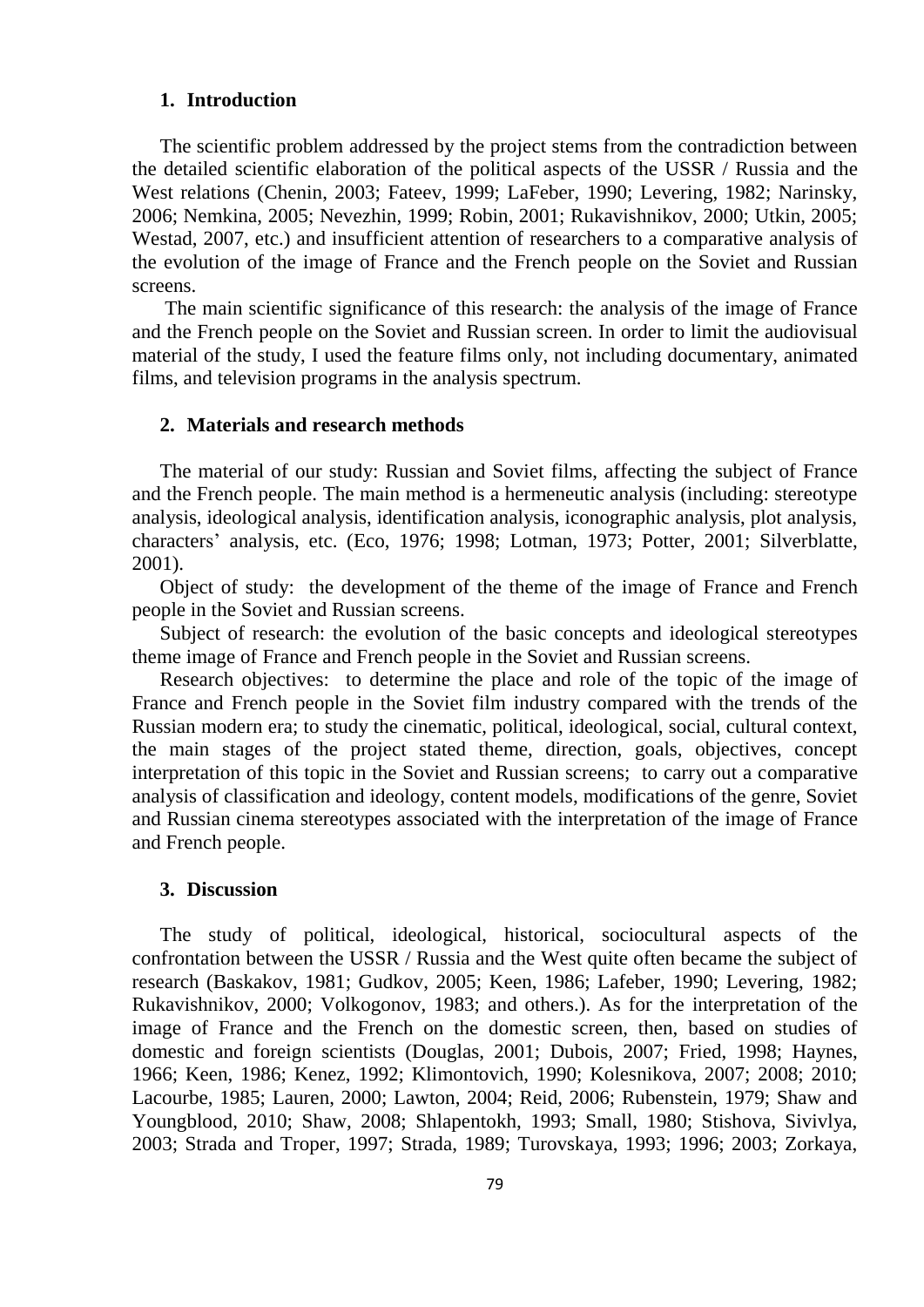## 1. Introduction

The scientific problem addressed by the project stems from the contradiction between the detailed scientific elaboration of the political aspects of the USSR / Russia and the West relations (Chenin, 2003; Fateev, 1999; LaFeber, 1990; Levering, 1982; Narinsky, 2006; Nemkina, 2005; Nevezhin, 1999; Robin, 2001; Rukavishnikov, 2000; Utkin, 2005; Westad, 2007, etc.) and insufficient attention of researchers to a comparative analysis of the evolution of the image of France and the French people on the Soviet and Russian screens.

The main scientific significance of this research: the analysis of the image of France and the French people on the Soviet and Russian screen. In order to limit the audiovisual material of the study, I used the feature films only, not including documentary, animated films, and television programs in the analysis spectrum.

## 2. Materials and research methods

The material of our study: Russian and Soviet films, affecting the subject of France and the French people. The main method is a hermeneutic analysis (including: stereotype analysis, ideological analysis, identification analysis, iconographic analysis, plot analysis, characters' analysis, etc. (Eco, 1976; 1998; Lotman, 1973; Potter, 2001; Silverblatte, 2001).

Object of study: the development of the theme of the image of France and French people in the Soviet and Russian screens.

Subject of research: the evolution of the basic concepts and ideological stereotypes theme image of France and French people in the Soviet and Russian screens.

Research objectives: to determine the place and role of the topic of the image of France and French people in the Soviet film industry compared with the trends of the Russian modern era; to study the cinematic, political, ideological, social, cultural context, the main stages of the project stated theme, direction, goals, objectives, concept interpretation of this topic in the Soviet and Russian screens; to carry out a comparative analysis of classification and ideology, content models, modifications of the genre, Soviet and Russian cinema stereotypes associated with the interpretation of the image of France and French people.

## 3. Discussion

The study of political, ideological, historical, sociocultural aspects of the confrontation between the USSR / Russia and the West quite often became the subject of research (Baskakov, 1981; Gudkov, 2005; Keen, 1986; Lafeber, 1990; Levering, 1982; Rukavishnikov, 2000; Volkogonov, 1983; and others.). As for the interpretation of the image of France and the French on the domestic screen, then, based on studies of domestic and foreign scientists (Douglas, 2001; Dubois, 2007; Fried, 1998; Haynes, 1966; Keen, 1986; Kenez, 1992; Klimontovich, 1990; Kolesnikova, 2007; 2008; 2010; Lacourbe, 1985; Lauren, 2000; Lawton, 2004; Reid, 2006; Rubenstein, 1979; Shaw and Youngblood, 2010; Shaw, 2008; Shlapentokh, 1993; Small, 1980; Stishova, Sivivlya, 2003; Strada and Troper, 1997; Strada, 1989; Turovskaya, 1993; 1996; 2003; Zorkaya,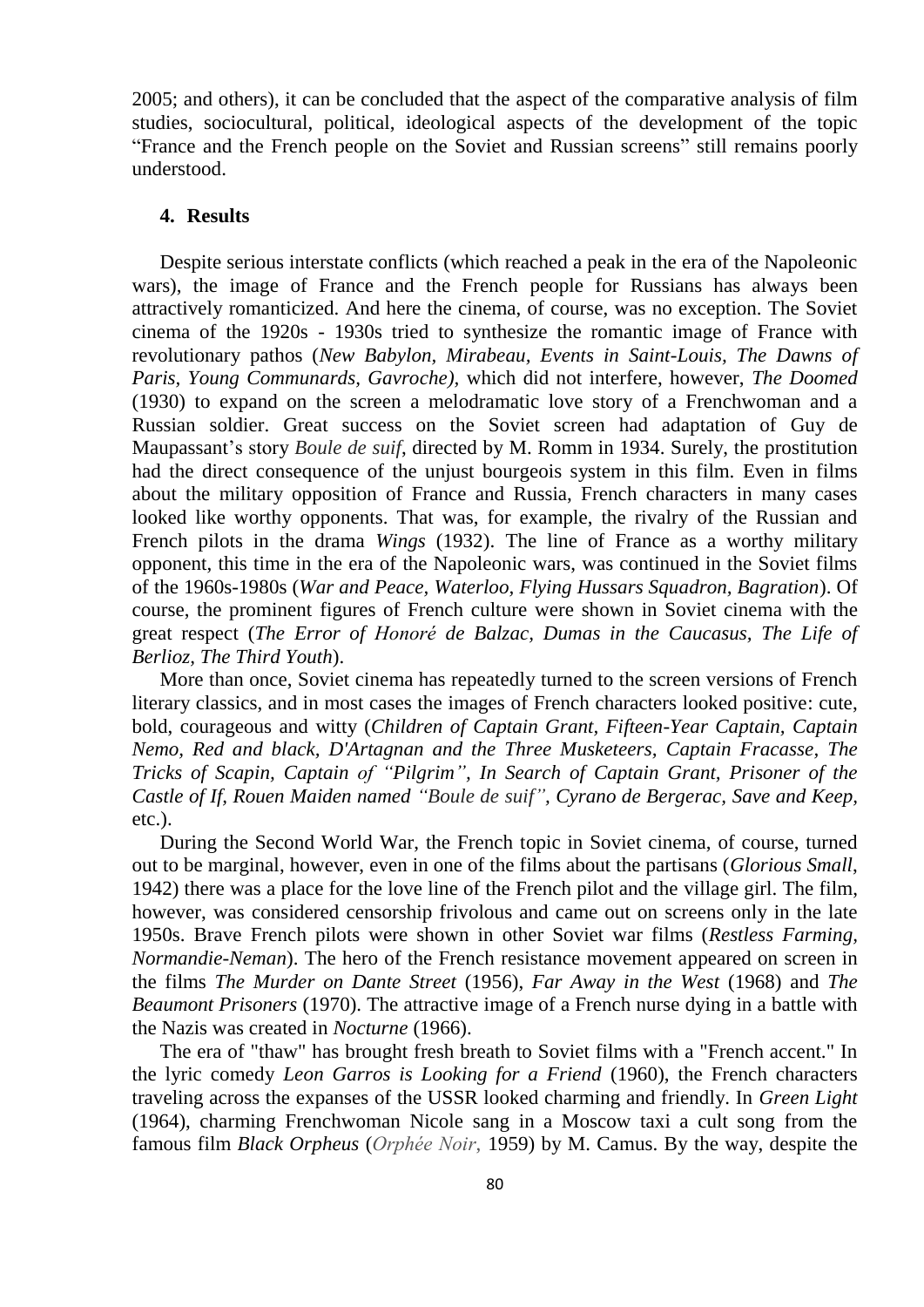2005; and others), it can be concluded that the aspect of the comparative analysis of film studies, sociocultural, political, ideological aspects of the development of the topic "France and the French people on the Soviet and Russian screens" still remains poorly understood.

## 4. Results

Despite serious interstate conflicts (which reached a peak in the era of the Napoleonic wars), the image of France and the French people for Russians has always been attractively romanticized. And here the cinema, of course, was no exception. The Soviet cinema of the 1920s - 1930s tried to synthesize the romantic image of France with revolutionary pathos (*New Babylon*, *Mirabeau*, *Events in Saint-Louis*, *The Dawns of Paris*, *Young Communards*, *Gavroche)*, which did not interfere, however, *The Doomed* (1930) to expand on the screen a melodramatic love story of a Frenchwoman and a Russian soldier. Great success on the Soviet screen had adaptation of Guy de Maupassant's story *Boule de suif*, directed by M. Romm in 1934. Surely, the prostitution had the direct consequence of the unjust bourgeois system in this film. Even in films about the military opposition of France and Russia, French characters in many cases looked like worthy opponents. That was, for example, the rivalry of the Russian and French pilots in the drama *Wings* (1932). The line of France as a worthy military opponent, this time in the era of the Napoleonic wars, was continued in the Soviet films of the 1960s-1980s (*War and Peace, Waterloo, Flying Hussars Squadron, Bagration*). Of course, the prominent figures of French culture were shown in Soviet cinema with the great respect (*The Error of Honoré de Balzac, Dumas in the Caucasus, The Life of Berlioz, The Third Youth*).

More than once, Soviet cinema has repeatedly turned to the screen versions of French literary classics, and in most cases the images of French characters looked positive: cute, bold, courageous and witty (*Children of Captain Grant*, *Fifteen-Year Captain, Captain Nemo*, *Red and black*, *D'Artagnan and the Three Musketeers, Captain Fracasse*, *The Tricks of Scapin*, *Captain of "Pilgrim"*, *In Search of Captain Grant*, *Prisoner of the Castle of If, Rouen Maiden named "Boule de suif"*, *Cyrano de Bergerac*, *Save and Keep*, etc.).

During the Second World War, the French topic in Soviet cinema, of course, turned out to be marginal, however, even in one of the films about the partisans (*Glorious Small*, 1942) there was a place for the love line of the French pilot and the village girl. The film, however, was considered censorship frivolous and came out on screens only in the late 1950s. Brave French pilots were shown in other Soviet war films (*Restless Farming, Normandie-Neman*). The hero of the French resistance movement appeared on screen in the films *The Murder on Dante Street* (1956), *Far Away in the West* (1968) and *The Beaumont Prisoners* (1970). The attractive image of a French nurse dying in a battle with the Nazis was created in *Nocturne* (1966).

The era of "thaw" has brought fresh breath to Soviet films with a "French accent." In the lyric comedy *Leon Garros is Looking for a Friend* (1960), the French characters traveling across the expanses of the USSR looked charming and friendly. In *Green Light* (1964), charming Frenchwoman Nicole sang in a Moscow taxi a cult song from the famous film *Black Orpheus* (*Orphée Noir*, 1959) by M. Camus. By the way, despite the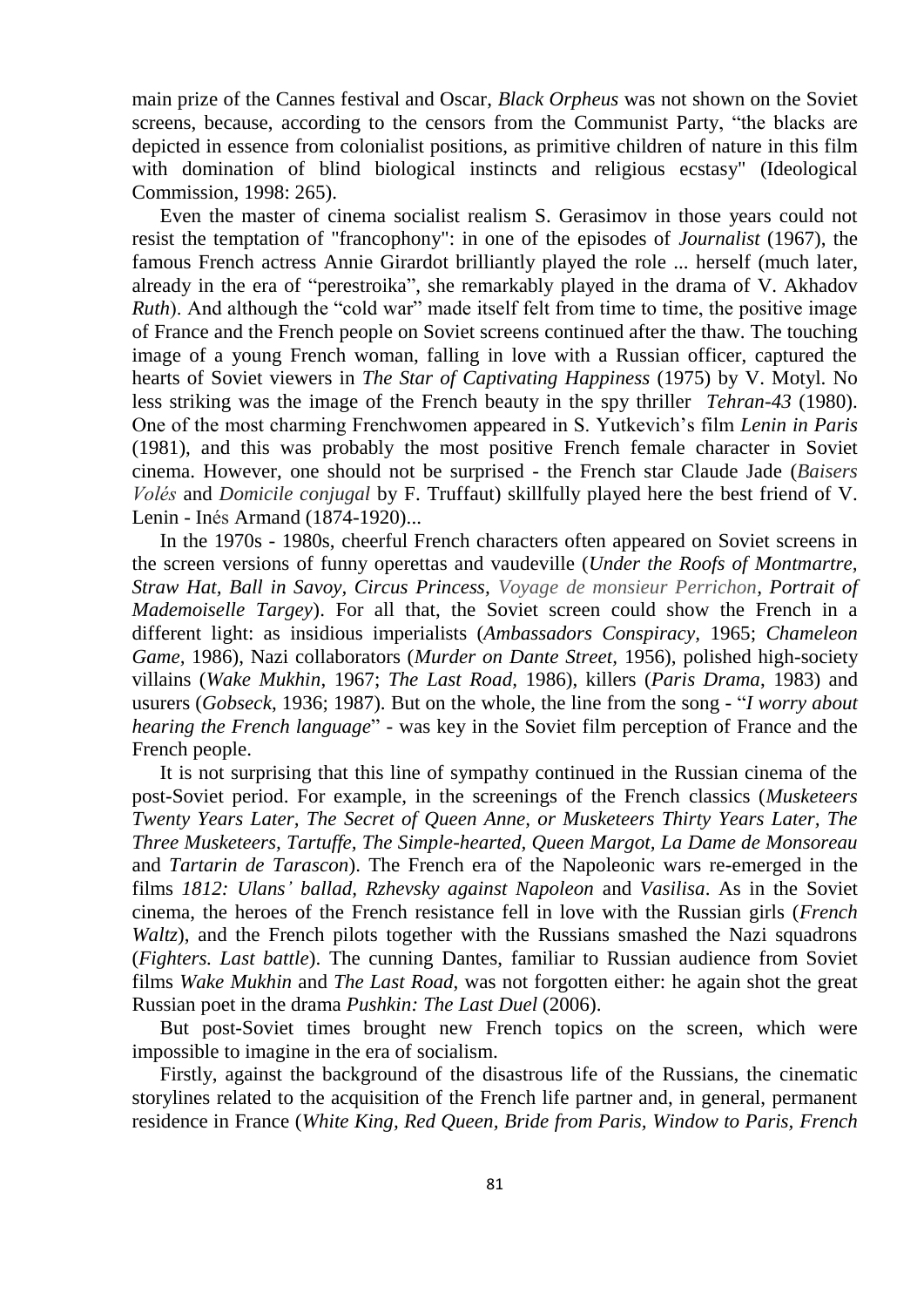main prize of the Cannes festival and Oscar, *Black Orpheus* was not shown on the Soviet screens, because, according to the censors from the Communist Party, "the blacks are depicted in essence from colonialist positions, as primitive children of nature in this film with domination of blind biological instincts and religious ecstasy" (Ideological Commission, 1998: 265).

Even the master of cinema socialist realism S. Gerasimov in those years could not resist the temptation of "francophony": in one of the episodes of *Journalist* (1967), the famous French actress Annie Girardot brilliantly played the role ... herself (much later, already in the era of "perestroika", she remarkably played in the drama of V. Akhadov *Ruth*). And although the "cold war" made itself felt from time to time, the positive image of France and the French people on Soviet screens continued after the thaw. The touching image of a young French woman, falling in love with a Russian officer, captured the hearts of Soviet viewers in *The Star of Captivating Happiness* (1975) by V. Motyl. No less striking was the image of the French beauty in the spy thriller *Tehran-43* (1980). One of the most charming Frenchwomen appeared in S. Yutkevich's film *Lenin in Paris* (1981), and this was probably the most positive French female character in Soviet cinema. However, one should not be surprised - the French star Claude Jade (*Baisers Volés* and *Domicile conjugal* by F. Truffaut) skillfully played here the best friend of V. Lenin - Inés Armand (1874-1920)...

In the 1970s - 1980s, cheerful French characters often appeared on Soviet screens in the screen versions of funny operettas and vaudeville (*Under the Roofs of Montmartre, Straw Hat, Ball in Savoy, Circus Princess, Voyage de monsieur Perrichon, Portrait of Mademoiselle Targey*). For all that, the Soviet screen could show the French in a different light: as insidious imperialists (*Ambassadors Conspiracy*, 1965; *Chameleon Game*, 1986), Nazi collaborators (*Murder on Dante Street*, 1956), polished high-society villains (*Wake Mukhin*, 1967; *The Last Road*, 1986), killers (*Paris Drama*, 1983) and usurers (*Gobseck*, 1936; 1987). But on the whole, the line from the song - "*I worry about hearing the French language*" - was key in the Soviet film perception of France and the French people.

It is not surprising that this line of sympathy continued in the Russian cinema of the post-Soviet period. For example, in the screenings of the French classics (*Musketeers Twenty Years Later, The Secret of Queen Anne, or Musketeers Thirty Years Later, The Three Musketeers, Tartuffe, The Simple-hearted, Queen Margot, La Dame de Monsoreau* and *Tartarin de Tarascon*). The French era of the Napoleonic wars re-emerged in the films *1812: Ulans' ballad, Rzhevsky against Napoleon* and *Vasilisa*. As in the Soviet cinema, the heroes of the French resistance fell in love with the Russian girls (*French Waltz*), and the French pilots together with the Russians smashed the Nazi squadrons (*Fighters. Last battle*). The cunning Dantes, familiar to Russian audience from Soviet films *Wake Mukhin* and *The Last Road*, was not forgotten either: he again shot the great Russian poet in the drama *Pushkin: The Last Duel* (2006).

But post-Soviet times brought new French topics on the screen, which were impossible to imagine in the era of socialism.

Firstly, against the background of the disastrous life of the Russians, the cinematic storylines related to the acquisition of the French life partner and, in general, permanent residence in France (*White King, Red Queen, Bride from Paris, Window to Paris, French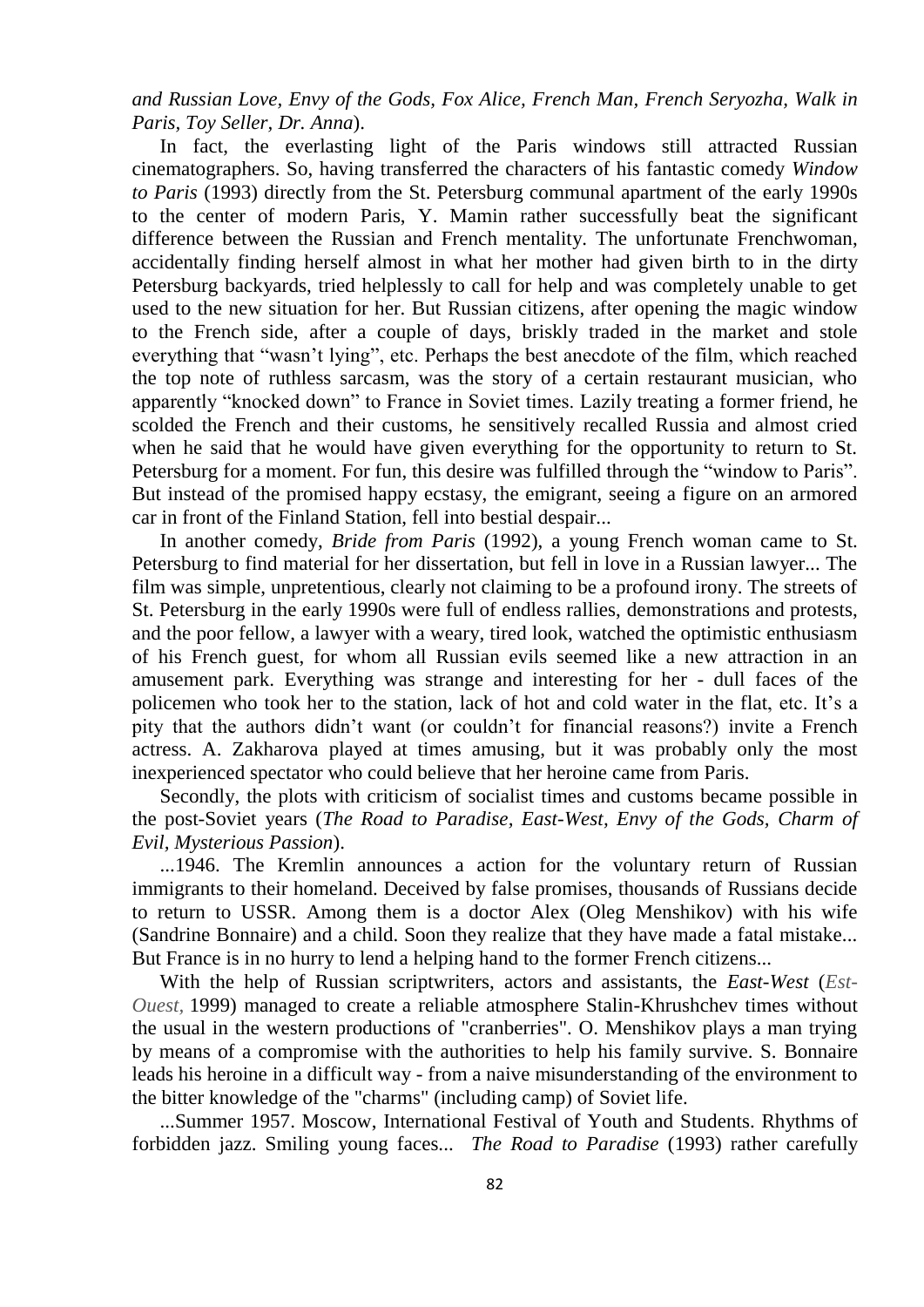*and Russian Love, Envy of the Gods, Fox Alice, French Man, French Seryozha, Walk in Paris, Toy Seller, Dr. Anna*).

In fact, the everlasting light of the Paris windows still attracted Russian cinematographers. So, having transferred the characters of his fantastic comedy *Window to Paris* (1993) directly from the St. Petersburg communal apartment of the early 1990s to the center of modern Paris, Y. Mamin rather successfully beat the significant difference between the Russian and French mentality. The unfortunate Frenchwoman, accidentally finding herself almost in what her mother had given birth to in the dirty Petersburg backyards, tried helplessly to call for help and was completely unable to get used to the new situation for her. But Russian citizens, after opening the magic window to the French side, after a couple of days, briskly traded in the market and stole everything that "wasn't lying", etc. Perhaps the best anecdote of the film, which reached the top note of ruthless sarcasm, was the story of a certain restaurant musician, who apparently "knocked down" to France in Soviet times. Lazily treating a former friend, he scolded the French and their customs, he sensitively recalled Russia and almost cried when he said that he would have given everything for the opportunity to return to St. Petersburg for a moment. For fun, this desire was fulfilled through the "window to Paris". But instead of the promised happy ecstasy, the emigrant, seeing a figure on an armored car in front of the Finland Station, fell into bestial despair...

In another comedy, *Bride from Paris* (1992), a young French woman came to St. Petersburg to find material for her dissertation, but fell in love in a Russian lawyer... The film was simple, unpretentious, clearly not claiming to be a profound irony. The streets of St. Petersburg in the early 1990s were full of endless rallies, demonstrations and protests, and the poor fellow, a lawyer with a weary, tired look, watched the optimistic enthusiasm of his French guest, for whom all Russian evils seemed like a new attraction in an amusement park. Everything was strange and interesting for her - dull faces of the policemen who took her to the station, lack of hot and cold water in the flat, etc. It's a pity that the authors didn't want (or couldn't for financial reasons?) invite a French actress. A. Zakharova played at times amusing, but it was probably only the most inexperienced spectator who could believe that her heroine came from Paris.

Secondly, the plots with criticism of socialist times and customs became possible in the post-Soviet years (*The Road to Paradise, East-West, Envy of the Gods, Charm of Evil, Mysterious Passion*).

...1946. The Kremlin announces a action for the voluntary return of Russian immigrants to their homeland. Deceived by false promises, thousands of Russians decide to return to USSR. Among them is a doctor Alex (Oleg Menshikov) with his wife (Sandrine Bonnaire) and a child. Soon they realize that they have made a fatal mistake... But France is in no hurry to lend a helping hand to the former French citizens...

With the help of Russian scriptwriters, actors and assistants, the *East-West* (*Est-Ouest*, 1999) managed to create a reliable atmosphere Stalin-Khrushchev times without the usual in the western productions of "cranberries". O. Menshikov plays a man trying by means of a compromise with the authorities to help his family survive. S. Bonnaire leads his heroine in a difficult way - from a naive misunderstanding of the environment to the bitter knowledge of the "charms" (including camp) of Soviet life.

...Summer 1957. Moscow, International Festival of Youth and Students. Rhythms of forbidden jazz. Smiling young faces... *The Road to Paradise* (1993) rather carefully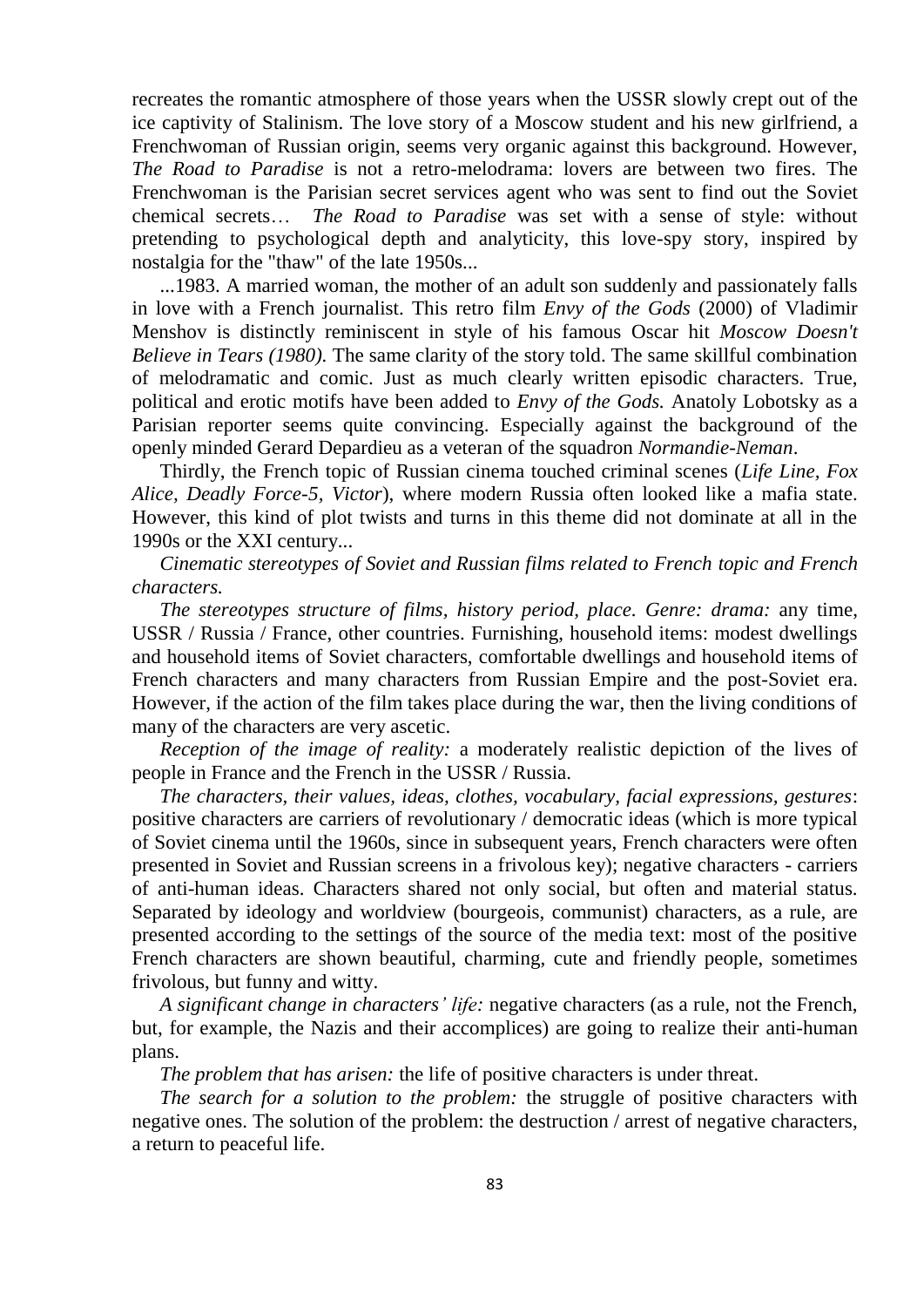recreates the romantic atmosphere of those years when the USSR slowly crept out of the ice captivity of Stalinism. The love story of a Moscow student and his new girlfriend, a Frenchwoman of Russian origin, seems very organic against this background. However, *The Road to Paradise* is not a retro-melodrama: lovers are between two fires. The Frenchwoman is the Parisian secret services agent who was sent to find out the Soviet chemical secrets… *The Road to Paradise* was set with a sense of style: without pretending to psychological depth and analyticity, this love-spy story, inspired by nostalgia for the "thaw" of the late 1950s...

...1983. A married woman, the mother of an adult son suddenly and passionately falls in love with a French journalist. This retro film *Envy of the Gods* (2000) of Vladimir Menshov is distinctly reminiscent in style of his famous Oscar hit *Moscow Doesn't Believe in Tears (1980).* The same clarity of the story told. The same skillful combination of melodramatic and comic. Just as much clearly written episodic characters. True, political and erotic motifs have been added to *Envy of the Gods.* Anatoly Lobotsky as a Parisian reporter seems quite convincing. Especially against the background of the openly minded Gerard Depardieu as a veteran of the squadron *Normandie-Neman*.

Thirdly, the French topic of Russian cinema touched criminal scenes (*Life Line, Fox Alice, Deadly Force-5, Victor*), where modern Russia often looked like a mafia state. However, this kind of plot twists and turns in this theme did not dominate at all in the 1990s or the XXI century...

*Cinematic stereotypes of Soviet and Russian films related to French topic and French characters.*

*The stereotypes structure of films, history period, place. Genre: drama:* any time, USSR / Russia / France, other countries. Furnishing, household items: modest dwellings and household items of Soviet characters, comfortable dwellings and household items of French characters and many characters from Russian Empire and the post-Soviet era. However, if the action of the film takes place during the war, then the living conditions of many of the characters are very ascetic.

*Reception of the image of reality:* a moderately realistic depiction of the lives of people in France and the French in the USSR / Russia.

*The characters, their values, ideas, clothes, vocabulary, facial expressions, gestures*: positive characters are carriers of revolutionary / democratic ideas (which is more typical of Soviet cinema until the 1960s, since in subsequent years, French characters were often presented in Soviet and Russian screens in a frivolous key); negative characters - carriers of anti-human ideas. Characters shared not only social, but often and material status. Separated by ideology and worldview (bourgeois, communist) characters, as a rule, are presented according to the settings of the source of the media text: most of the positive French characters are shown beautiful, charming, cute and friendly people, sometimes frivolous, but funny and witty.

*A significant change in characters' life:* negative characters (as a rule, not the French, but, for example, the Nazis and their accomplices) are going to realize their anti-human plans.

*The problem that has arisen:* the life of positive characters is under threat.

*The search for a solution to the problem:* the struggle of positive characters with negative ones. The solution of the problem: the destruction / arrest of negative characters, a return to peaceful life.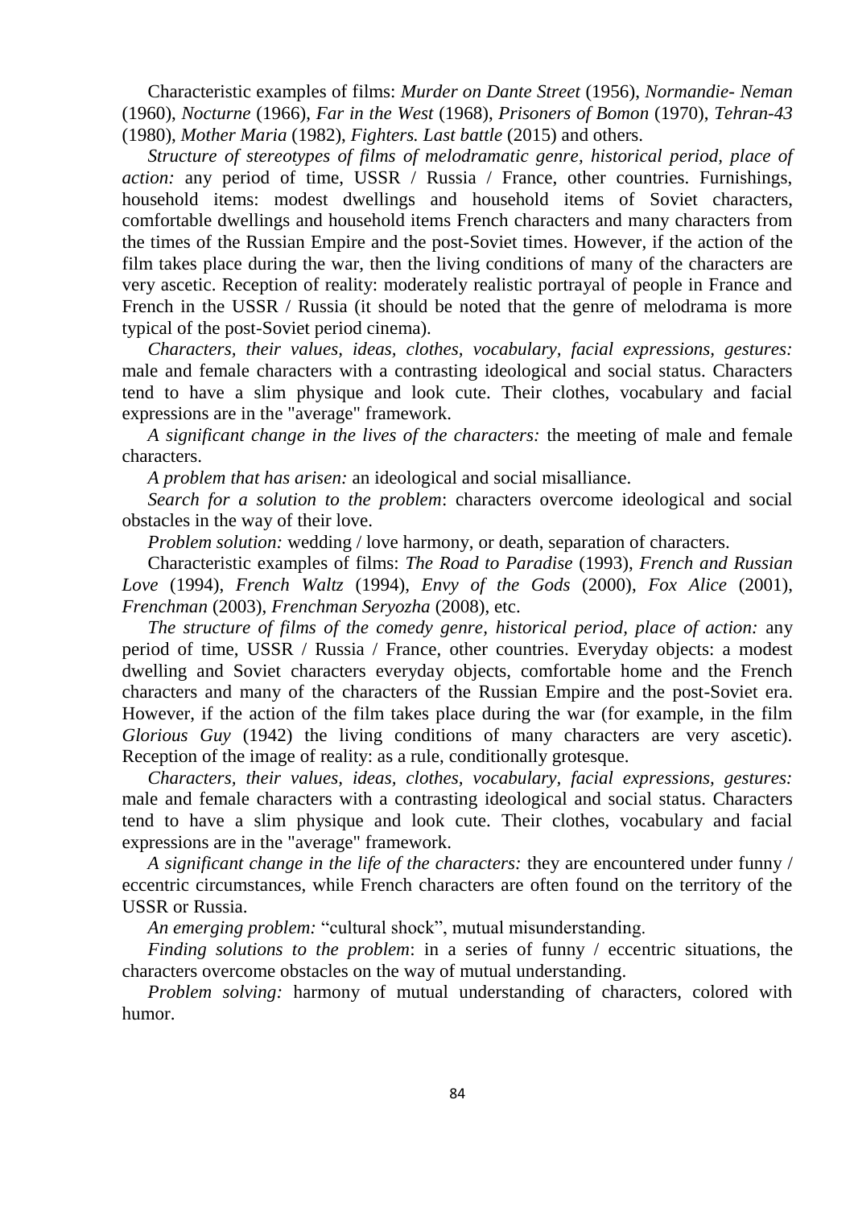Characteristic examples of films: *Murder on Dante Street* (1956), *Normandie- Neman* (1960), *Nocturne* (1966), *Far in the West* (1968), *Prisoners of Bomon* (1970), *Tehran-43* (1980), *Mother Maria* (1982), *Fighters. Last battle* (2015) and others.

*Structure of stereotypes of films of melodramatic genre, historical period, place of action:* any period of time, USSR / Russia / France, other countries. Furnishings, household items: modest dwellings and household items of Soviet characters, comfortable dwellings and household items French characters and many characters from the times of the Russian Empire and the post-Soviet times. However, if the action of the film takes place during the war, then the living conditions of many of the characters are very ascetic. Reception of reality: moderately realistic portrayal of people in France and French in the USSR / Russia (it should be noted that the genre of melodrama is more typical of the post-Soviet period cinema).

*Characters, their values, ideas, clothes, vocabulary, facial expressions, gestures:* male and female characters with a contrasting ideological and social status. Characters tend to have a slim physique and look cute. Their clothes, vocabulary and facial expressions are in the "average" framework.

*A significant change in the lives of the characters:* the meeting of male and female characters.

*A problem that has arisen:* an ideological and social misalliance.

*Search for a solution to the problem*: characters overcome ideological and social obstacles in the way of their love.

*Problem solution:* wedding / love harmony, or death, separation of characters.

Characteristic examples of films: *The Road to Paradise* (1993), *French and Russian Love* (1994), *French Waltz* (1994), *Envy of the Gods* (2000), *Fox Alice* (2001), *Frenchman* (2003), *Frenchman Seryozha* (2008), etc.

*The structure of films of the comedy genre, historical period, place of action:* any period of time, USSR / Russia / France, other countries. Everyday objects: a modest dwelling and Soviet characters everyday objects, comfortable home and the French characters and many of the characters of the Russian Empire and the post-Soviet era. However, if the action of the film takes place during the war (for example, in the film *Glorious Guy* (1942) the living conditions of many characters are very ascetic). Reception of the image of reality: as a rule, conditionally grotesque.

*Characters, their values, ideas, clothes, vocabulary, facial expressions, gestures:* male and female characters with a contrasting ideological and social status. Characters tend to have a slim physique and look cute. Their clothes, vocabulary and facial expressions are in the "average" framework.

*A significant change in the life of the characters:* they are encountered under funny / eccentric circumstances, while French characters are often found on the territory of the USSR or Russia.

*An emerging problem:* "cultural shock", mutual misunderstanding.

*Finding solutions to the problem*: in a series of funny / eccentric situations, the characters overcome obstacles on the way of mutual understanding.

*Problem solving:* harmony of mutual understanding of characters, colored with humor.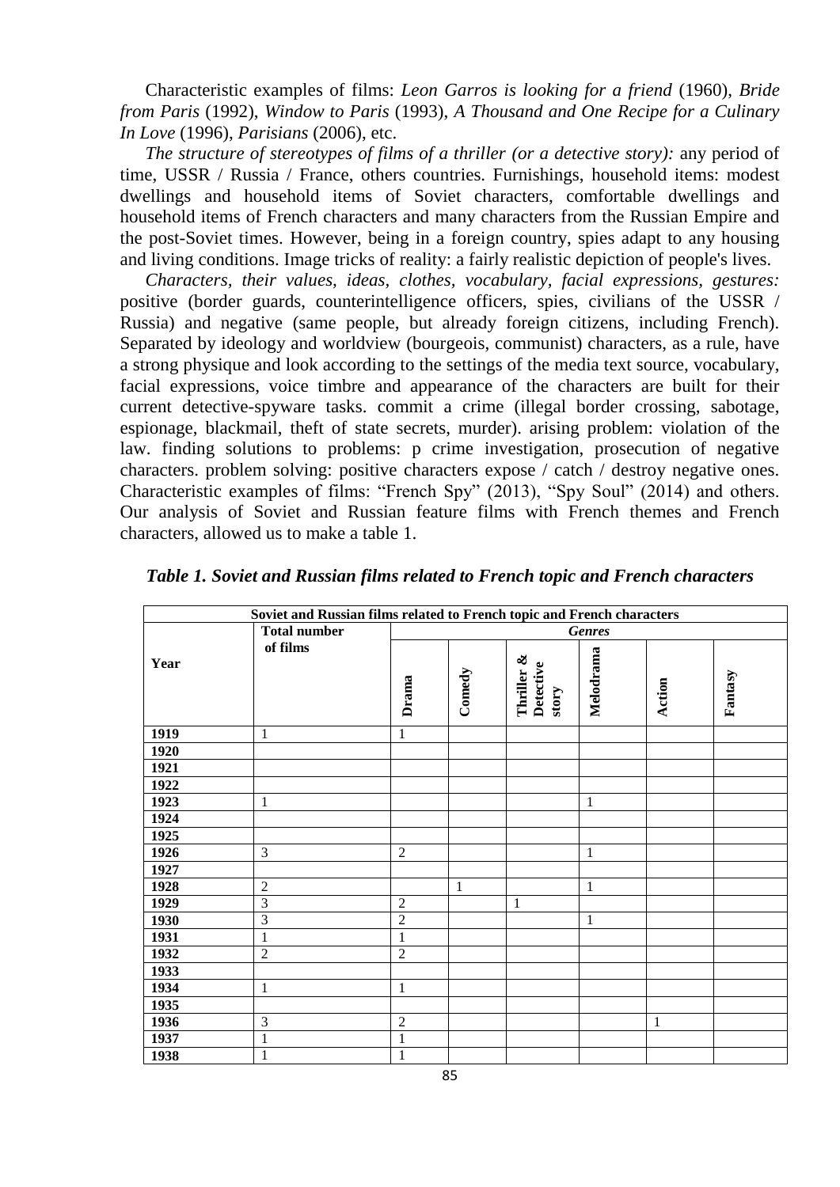Characteristic examples of films: *Leon Garros is looking for a friend* (1960), *Bride from Paris* (1992), *Window to Paris* (1993), *A Thousand and One Recipe for a Culinary In Love* (1996), *Parisians* (2006), etc.

*The structure of stereotypes of films of a thriller (or a detective story):* any period of time, USSR / Russia / France, others countries. Furnishings, household items: modest dwellings and household items of Soviet characters, comfortable dwellings and household items of French characters and many characters from the Russian Empire and the post-Soviet times. However, being in a foreign country, spies adapt to any housing and living conditions. Image tricks of reality: a fairly realistic depiction of people's lives.

*Characters, their values, ideas, clothes, vocabulary, facial expressions, gestures:* positive (border guards, counterintelligence officers, spies, civilians of the USSR / Russia) and negative (same people, but already foreign citizens, including French). Separated by ideology and worldview (bourgeois, communist) characters, as a rule, have a strong physique and look according to the settings of the media text source, vocabulary, facial expressions, voice timbre and appearance of the characters are built for their current detective-spyware tasks. commit a crime (illegal border crossing, sabotage, espionage, blackmail, theft of state secrets, murder). arising problem: violation of the law. finding solutions to problems: p crime investigation, prosecution of negative characters. problem solving: positive characters expose / catch / destroy negative ones. Characteristic examples of films: "French Spy" (2013), "Spy Soul" (2014) and others. Our analysis of Soviet and Russian feature films with French themes and French characters, allowed us to make a table 1.

***Table 1. Soviet and Russian films related to French topic and French characters***

| Soviet and Russian films related to French topic and French characters | | | | | | | |
|---|---|---|---|---|---|---|---|
| **Year** | **Total number of films** | ***Genres*** | | | | | |
| | | **Drama** | **Comedy** | **Thriller & Detective story** | **Melodrama** | **Action** | **Fantasy** |
| **1919** | 1 | 1 | | | | | |
| **1920** | | | | | | | |
| **1921** | | | | | | | |
| **1922** | | | | | | | |
| **1923** | 1 | | | | 1 | | |
| **1924** | | | | | | | |
| **1925** | | | | | | | |
| **1926** | 3 | 2 | | | 1 | | |
| **1927** | | | | | | | |
| **1928** | 2 | | 1 | | 1 | | |
| **1929** | 3 | 2 | | 1 | | | |
| **1930** | 3 | 2 | | | 1 | | |
| **1931** | 1 | 1 | | | | | |
| **1932** | 2 | 2 | | | | | |
| **1933** | | | | | | | |
| **1934** | 1 | 1 | | | | | |
| **1935** | | | | | | | |
| **1936** | 3 | 2 | | | | 1 | |
| **1937** | 1 | 1 | | | | | |
| **1938** | 1 | 1 | | | | | |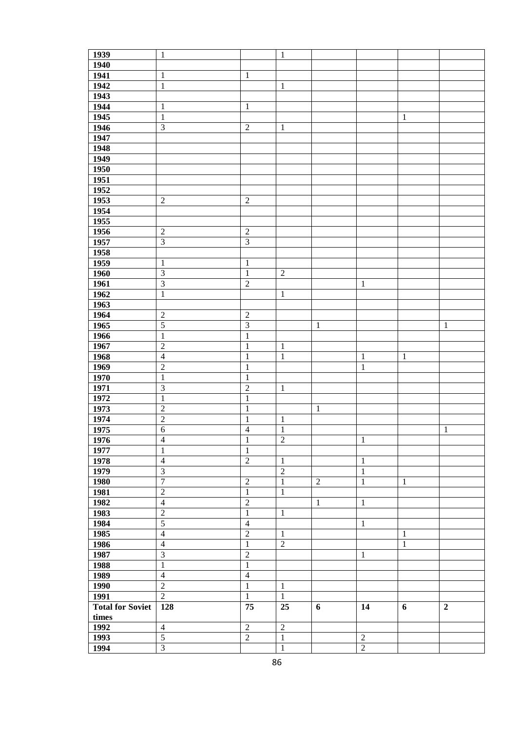| | | | | | | | |
|---|---|---|---|---|---|---|---|
| **1939** | 1 | | 1 | | | | |
| **1940** | | | | | | | |
| **1941** | 1 | 1 | | | | | |
| **1942** | 1 | | 1 | | | | |
| **1943** | | | | | | | |
| **1944** | 1 | 1 | | | | | |
| **1945** | 1 | | | | | 1 | |
| **1946** | 3 | 2 | 1 | | | | |
| **1947** | | | | | | | |
| **1948** | | | | | | | |
| **1949** | | | | | | | |
| **1950** | | | | | | | |
| **1951** | | | | | | | |
| **1952** | | | | | | | |
| **1953** | 2 | 2 | | | | | |
| **1954** | | | | | | | |
| **1955** | | | | | | | |
| **1956** | 2 | 2 | | | | | |
| **1957** | 3 | 3 | | | | | |
| **1958** | | | | | | | |
| **1959** | 1 | 1 | | | | | |
| **1960** | 3 | 1 | 2 | | | | |
| **1961** | 3 | 2 | | | 1 | | |
| **1962** | 1 | | 1 | | | | |
| **1963** | | | | | | | |
| **1964** | 2 | 2 | | | | | |
| **1965** | 5 | 3 | | 1 | | | 1 |
| **1966** | 1 | 1 | | | | | |
| **1967** | 2 | 1 | 1 | | | | |
| **1968** | 4 | 1 | 1 | | 1 | 1 | |
| **1969** | 2 | 1 | | | 1 | | |
| **1970** | 1 | 1 | | | | | |
| **1971** | 3 | 2 | 1 | | | | |
| **1972** | 1 | 1 | | | | | |
| **1973** | 2 | 1 | | 1 | | | |
| **1974** | 2 | 1 | 1 | | | | |
| **1975** | 6 | 4 | 1 | | | | 1 |
| **1976** | 4 | 1 | 2 | | 1 | | |
| **1977** | 1 | 1 | | | | | |
| **1978** | 4 | 2 | 1 | | 1 | | |
| **1979** | 3 | | 2 | | 1 | | |
| **1980** | 7 | 2 | 1 | 2 | 1 | 1 | |
| **1981** | 2 | 1 | 1 | | | | |
| **1982** | 4 | 2 | | 1 | 1 | | |
| **1983** | 2 | 1 | 1 | | | | |
| **1984** | 5 | 4 | | | 1 | | |
| **1985** | 4 | 2 | 1 | | | 1 | |
| **1986** | 4 | 1 | 2 | | | 1 | |
| **1987** | 3 | 2 | | | 1 | | |
| **1988** | 1 | 1 | | | | | |
| **1989** | 4 | 4 | | | | | |
| **1990** | 2 | 1 | 1 | | | | |
| **1991** | 2 | 1 | 1 | | | | |
| **Total for Soviet times** | **128** | **75** | **25** | **6** | **14** | **6** | **2** |
| **1992** | 4 | 2 | 2 | | | | |
| **1993** | 5 | 2 | 1 | | 2 | | |
| **1994** | 3 | | 1 | | 2 | | |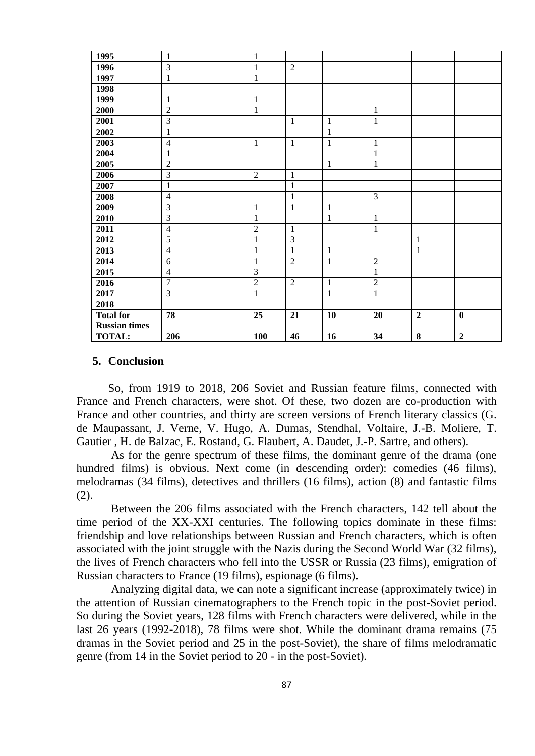| | | | | | | | |
|---|---|---|---|---|---|---|---|
| **1995** | 1 | 1 | | | | | |
| **1996** | 3 | 1 | 2 | | | | |
| **1997** | 1 | 1 | | | | | |
| **1998** | | | | | | | |
| **1999** | 1 | 1 | | | | | |
| **2000** | 2 | 1 | | | 1 | | |
| **2001** | 3 | | 1 | 1 | 1 | | |
| **2002** | 1 | | | 1 | | | |
| **2003** | 4 | 1 | 1 | 1 | 1 | | |
| **2004** | 1 | | | | 1 | | |
| **2005** | 2 | | | 1 | 1 | | |
| **2006** | 3 | 2 | 1 | | | | |
| **2007** | 1 | | 1 | | | | |
| **2008** | 4 | | 1 | | 3 | | |
| **2009** | 3 | 1 | 1 | 1 | | | |
| **2010** | 3 | 1 | | 1 | 1 | | |
| **2011** | 4 | 2 | 1 | | 1 | | |
| **2012** | 5 | 1 | 3 | | | 1 | |
| **2013** | 4 | 1 | 1 | 1 | | 1 | |
| **2014** | 6 | 1 | 2 | 1 | 2 | | |
| **2015** | 4 | 3 | | | 1 | | |
| **2016** | 7 | 2 | 2 | 1 | 2 | | |
| **2017** | 3 | 1 | | 1 | 1 | | |
| **2018** | | | | | | | |
| **Total for Russian times** | **78** | **25** | **21** | **10** | **20** | **2** | **0** |
| **TOTAL:** | **206** | **100** | **46** | **16** | **34** | **8** | **2** |

## 5. Conclusion

So, from 1919 to 2018, 206 Soviet and Russian feature films, connected with France and French characters, were shot. Of these, two dozen are co-production with France and other countries, and thirty are screen versions of French literary classics (G. de Maupassant, J. Verne, V. Hugo, A. Dumas, Stendhal, Voltaire, J.-B. Moliere, T. Gautier , H. de Balzac, E. Rostand, G. Flaubert, A. Daudet, J.-P. Sartre, and others).

As for the genre spectrum of these films, the dominant genre of the drama (one hundred films) is obvious. Next come (in descending order): comedies (46 films), melodramas (34 films), detectives and thrillers (16 films), action (8) and fantastic films (2).

Between the 206 films associated with the French characters, 142 tell about the time period of the XX-XXI centuries. The following topics dominate in these films: friendship and love relationships between Russian and French characters, which is often associated with the joint struggle with the Nazis during the Second World War (32 films), the lives of French characters who fell into the USSR or Russia (23 films), emigration of Russian characters to France (19 films), espionage (6 films).

Analyzing digital data, we can note a significant increase (approximately twice) in the attention of Russian cinematographers to the French topic in the post-Soviet period. So during the Soviet years, 128 films with French characters were delivered, while in the last 26 years (1992-2018), 78 films were shot. While the dominant drama remains (75 dramas in the Soviet period and 25 in the post-Soviet), the share of films melodramatic genre (from 14 in the Soviet period to 20 - in the post-Soviet).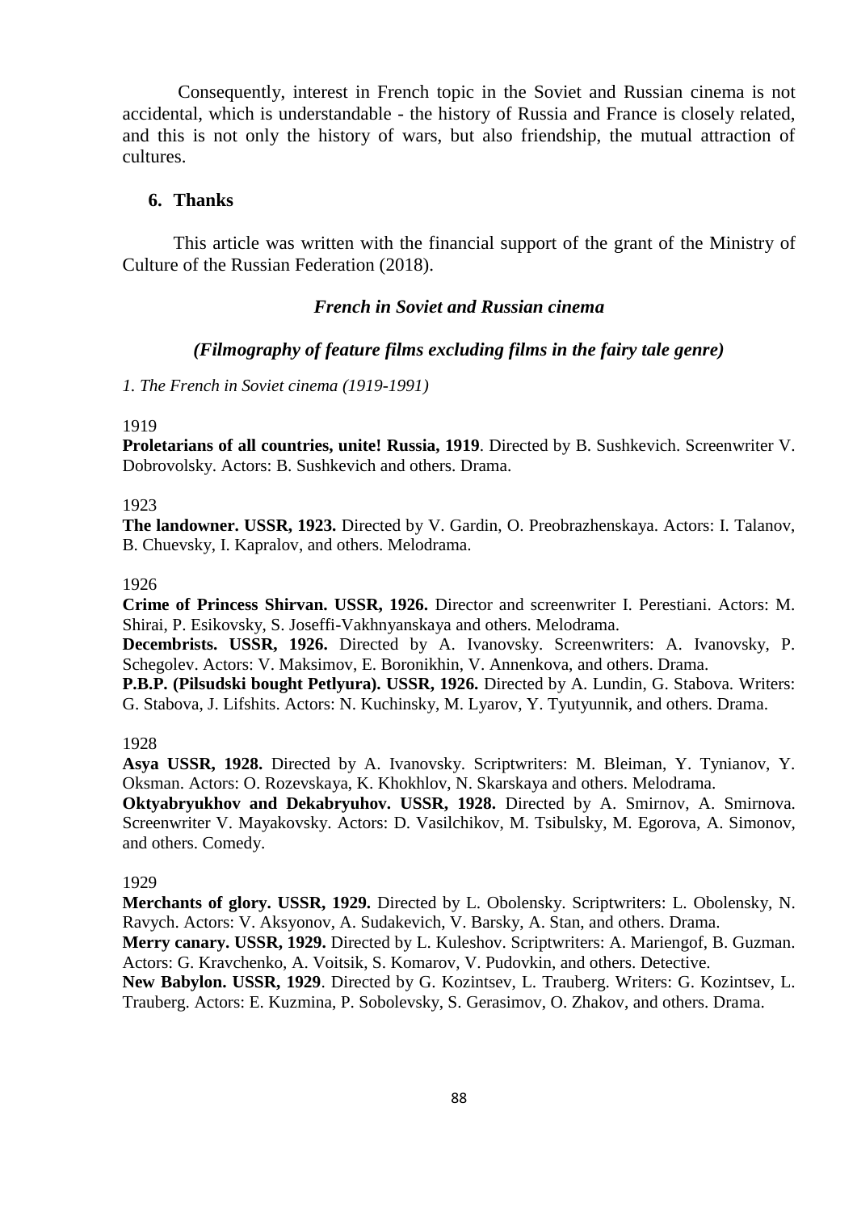Consequently, interest in French topic in the Soviet and Russian cinema is not accidental, which is understandable - the history of Russia and France is closely related, and this is not only the history of wars, but also friendship, the mutual attraction of cultures.

## 6. Thanks

This article was written with the financial support of the grant of the Ministry of Culture of the Russian Federation (2018).

### *French in Soviet and Russian cinema*

### *(Filmography of feature films excluding films in the fairy tale genre)*

*1. The French in Soviet cinema (1919-1991)*

1919

**Proletarians of all countries, unite! Russia, 1919**. Directed by B. Sushkevich. Screenwriter V. Dobrovolsky. Actors: B. Sushkevich and others. Drama.

1923

**The landowner. USSR, 1923.** Directed by V. Gardin, O. Preobrazhenskaya. Actors: I. Talanov, B. Chuevsky, I. Kapralov, and others. Melodrama.

1926

**Crime of Princess Shirvan. USSR, 1926.** Director and screenwriter I. Perestiani. Actors: M. Shirai, P. Esikovsky, S. Joseffi-Vakhnyanskaya and others. Melodrama.

**Decembrists. USSR, 1926.** Directed by A. Ivanovsky. Screenwriters: A. Ivanovsky, P. Schegolev. Actors: V. Maksimov, E. Boronikhin, V. Annenkova, and others. Drama.

**P.B.P. (Pilsudski bought Petlyura). USSR, 1926.** Directed by A. Lundin, G. Stabova. Writers: G. Stabova, J. Lifshits. Actors: N. Kuchinsky, M. Lyarov, Y. Tyutyunnik, and others. Drama.

1928

**Asya USSR, 1928.** Directed by A. Ivanovsky. Scriptwriters: M. Bleiman, Y. Tynianov, Y. Oksman. Actors: O. Rozevskaya, K. Khokhlov, N. Skarskaya and others. Melodrama.

**Oktyabryukhov and Dekabryuhov. USSR, 1928.** Directed by A. Smirnov, A. Smirnova. Screenwriter V. Mayakovsky. Actors: D. Vasilchikov, M. Tsibulsky, M. Egorova, A. Simonov, and others. Comedy.

1929

**Merchants of glory. USSR, 1929.** Directed by L. Obolensky. Scriptwriters: L. Obolensky, N. Ravych. Actors: V. Aksyonov, A. Sudakevich, V. Barsky, A. Stan, and others. Drama.

**Merry canary. USSR, 1929.** Directed by L. Kuleshov. Scriptwriters: A. Mariengof, B. Guzman. Actors: G. Kravchenko, A. Voitsik, S. Komarov, V. Pudovkin, and others. Detective.

**New Babylon. USSR, 1929**. Directed by G. Kozintsev, L. Trauberg. Writers: G. Kozintsev, L. Trauberg. Actors: E. Kuzmina, P. Sobolevsky, S. Gerasimov, O. Zhakov, and others. Drama.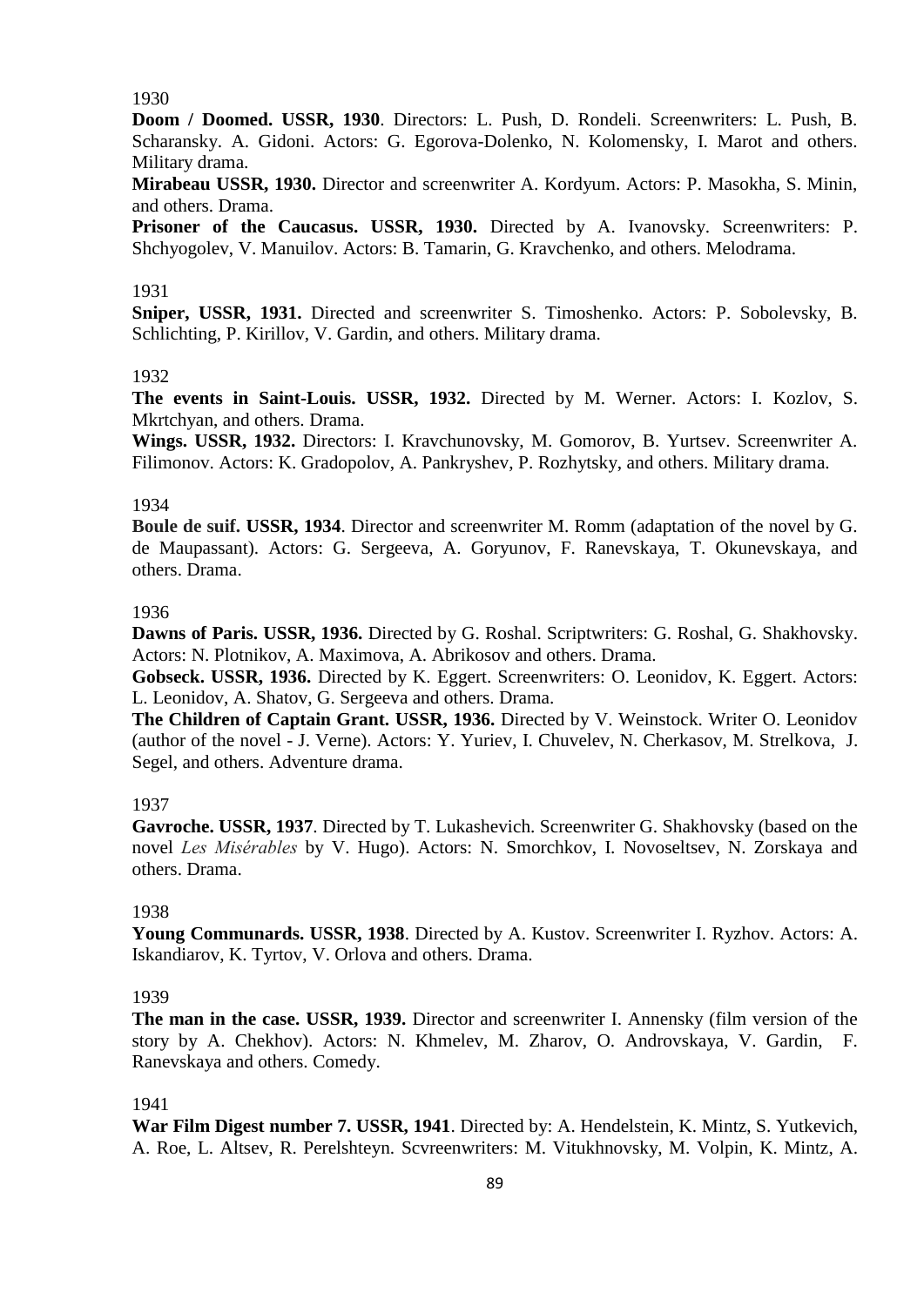1930

**Doom / Doomed. USSR, 1930**. Directors: L. Push, D. Rondeli. Screenwriters: L. Push, B. Scharansky. A. Gidoni. Actors: G. Egorova-Dolenko, N. Kolomensky, I. Marot and others. Military drama.

**Mirabeau USSR, 1930.** Director and screenwriter A. Kordyum. Actors: P. Masokha, S. Minin, and others. Drama.

**Prisoner of the Caucasus. USSR, 1930.** Directed by A. Ivanovsky. Screenwriters: P. Shchyogolev, V. Manuilov. Actors: B. Tamarin, G. Kravchenko, and others. Melodrama.

1931

**Sniper, USSR, 1931.** Directed and screenwriter S. Timoshenko. Actors: P. Sobolevsky, B. Schlichting, P. Kirillov, V. Gardin, and others. Military drama.

1932

**The events in Saint-Louis. USSR, 1932.** Directed by M. Werner. Actors: I. Kozlov, S. Mkrtchyan, and others. Drama.

**Wings. USSR, 1932.** Directors: I. Kravchunovsky, M. Gomorov, B. Yurtsev. Screenwriter A. Filimonov. Actors: K. Gradopolov, A. Pankryshev, P. Rozhytsky, and others. Military drama.

1934

**Boule de suif. USSR, 1934**. Director and screenwriter M. Romm (adaptation of the novel by G. de Maupassant). Actors: G. Sergeeva, A. Goryunov, F. Ranevskaya, T. Okunevskaya, and others. Drama.

1936

**Dawns of Paris. USSR, 1936.** Directed by G. Roshal. Scriptwriters: G. Roshal, G. Shakhovsky. Actors: N. Plotnikov, A. Maximova, A. Abrikosov and others. Drama.

**Gobseck. USSR, 1936.** Directed by K. Eggert. Screenwriters: O. Leonidov, K. Eggert. Actors: L. Leonidov, A. Shatov, G. Sergeeva and others. Drama.

**The Children of Captain Grant. USSR, 1936.** Directed by V. Weinstock. Writer O. Leonidov (author of the novel - J. Verne). Actors: Y. Yuriev, I. Chuvelev, N. Cherkasov, M. Strelkova, J. Segel, and others. Adventure drama.

1937

**Gavroche. USSR, 1937**. Directed by T. Lukashevich. Screenwriter G. Shakhovsky (based on the novel *Les Misérables* by V. Hugo). Actors: N. Smorchkov, I. Novoseltsev, N. Zorskaya and others. Drama.

1938

**Young Communards. USSR, 1938**. Directed by A. Kustov. Screenwriter I. Ryzhov. Actors: A. Iskandiarov, K. Tyrtov, V. Orlova and others. Drama.

1939

**The man in the case. USSR, 1939.** Director and screenwriter I. Annensky (film version of the story by A. Chekhov). Actors: N. Khmelev, M. Zharov, O. Androvskaya, V. Gardin, F. Ranevskaya and others. Comedy.

1941

**War Film Digest number 7. USSR, 1941**. Directed by: A. Hendelstein, K. Mintz, S. Yutkevich, A. Roe, L. Altsev, R. Perelshteyn. Scvreenwriters: M. Vitukhnovsky, M. Volpin, K. Mintz, A.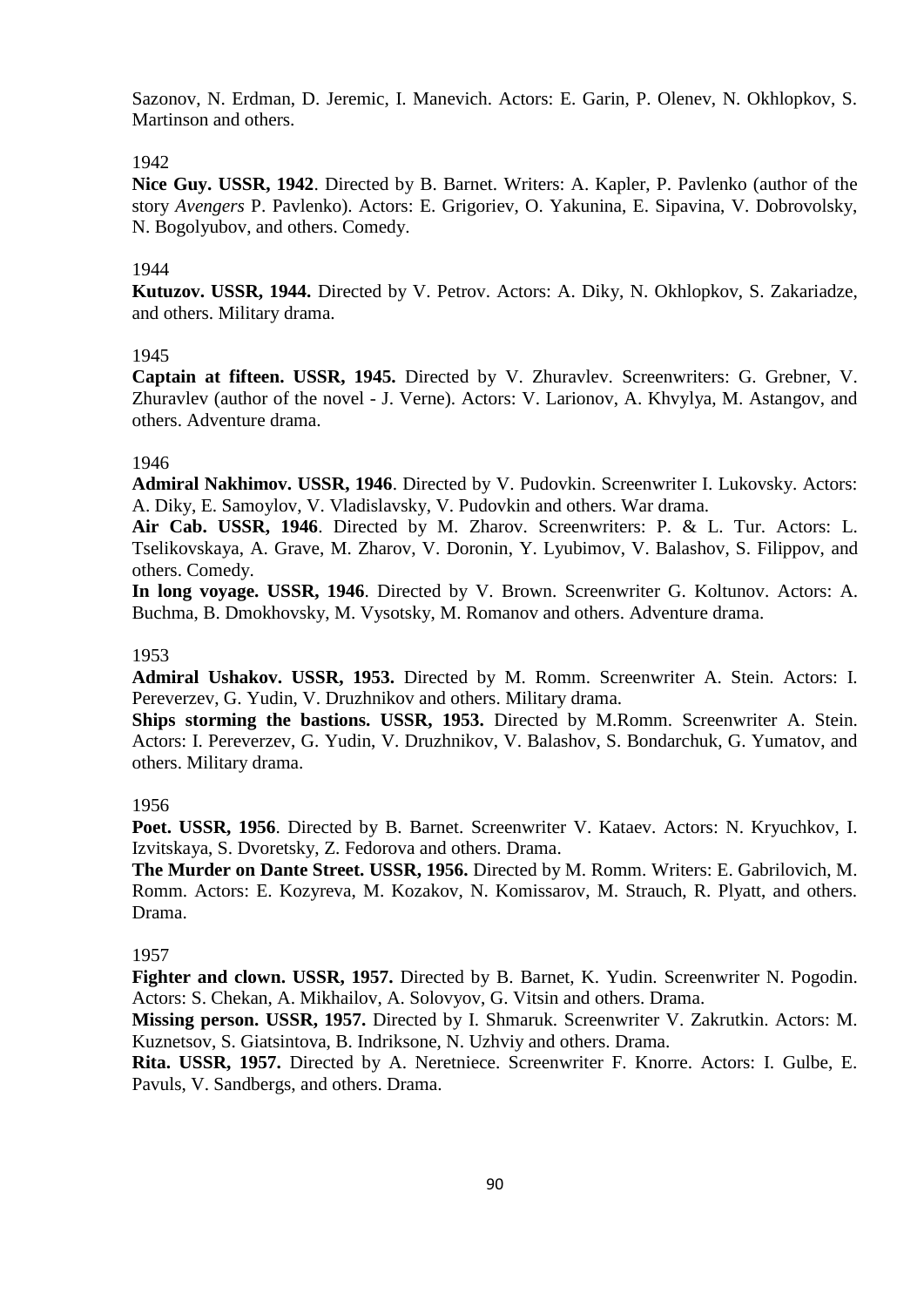Sazonov, N. Erdman, D. Jeremic, I. Manevich. Actors: E. Garin, P. Olenev, N. Okhlopkov, S. Martinson and others.

1942

**Nice Guy. USSR, 1942**. Directed by B. Barnet. Writers: A. Kapler, P. Pavlenko (author of the story *Avengers* P. Pavlenko). Actors: E. Grigoriev, O. Yakunina, E. Sipavina, V. Dobrovolsky, N. Bogolyubov, and others. Comedy.

1944

**Kutuzov. USSR, 1944.** Directed by V. Petrov. Actors: A. Diky, N. Okhlopkov, S. Zakariadze, and others. Military drama.

1945

**Captain at fifteen. USSR, 1945.** Directed by V. Zhuravlev. Screenwriters: G. Grebner, V. Zhuravlev (author of the novel - J. Verne). Actors: V. Larionov, A. Khvylya, M. Astangov, and others. Adventure drama.

1946

**Admiral Nakhimov. USSR, 1946**. Directed by V. Pudovkin. Screenwriter I. Lukovsky. Actors: A. Diky, E. Samoylov, V. Vladislavsky, V. Pudovkin and others. War drama.

**Air Cab. USSR, 1946**. Directed by M. Zharov. Screenwriters: P. & L. Tur. Actors: L. Tselikovskaya, A. Grave, M. Zharov, V. Doronin, Y. Lyubimov, V. Balashov, S. Filippov, and others. Comedy.

**In long voyage. USSR, 1946**. Directed by V. Brown. Screenwriter G. Koltunov. Actors: A. Buchma, B. Dmokhovsky, M. Vysotsky, M. Romanov and others. Adventure drama.

1953

**Admiral Ushakov. USSR, 1953.** Directed by M. Romm. Screenwriter A. Stein. Actors: I. Pereverzev, G. Yudin, V. Druzhnikov and others. Military drama.

**Ships storming the bastions. USSR, 1953.** Directed by M.Romm. Screenwriter A. Stein. Actors: I. Pereverzev, G. Yudin, V. Druzhnikov, V. Balashov, S. Bondarchuk, G. Yumatov, and others. Military drama.

1956

**Poet. USSR, 1956**. Directed by B. Barnet. Screenwriter V. Kataev. Actors: N. Kryuchkov, I. Izvitskaya, S. Dvoretsky, Z. Fedorova and others. Drama.

**The Murder on Dante Street. USSR, 1956.** Directed by M. Romm. Writers: E. Gabrilovich, M. Romm. Actors: E. Kozyreva, M. Kozakov, N. Komissarov, M. Strauch, R. Plyatt, and others. Drama.

1957

**Fighter and clown. USSR, 1957.** Directed by B. Barnet, K. Yudin. Screenwriter N. Pogodin. Actors: S. Chekan, A. Mikhailov, A. Solovyov, G. Vitsin and others. Drama.

**Missing person. USSR, 1957.** Directed by I. Shmaruk. Screenwriter V. Zakrutkin. Actors: M. Kuznetsov, S. Giatsintova, B. Indriksone, N. Uzhviy and others. Drama.

**Rita. USSR, 1957.** Directed by A. Neretniece. Screenwriter F. Knorre. Actors: I. Gulbe, E. Pavuls, V. Sandbergs, and others. Drama.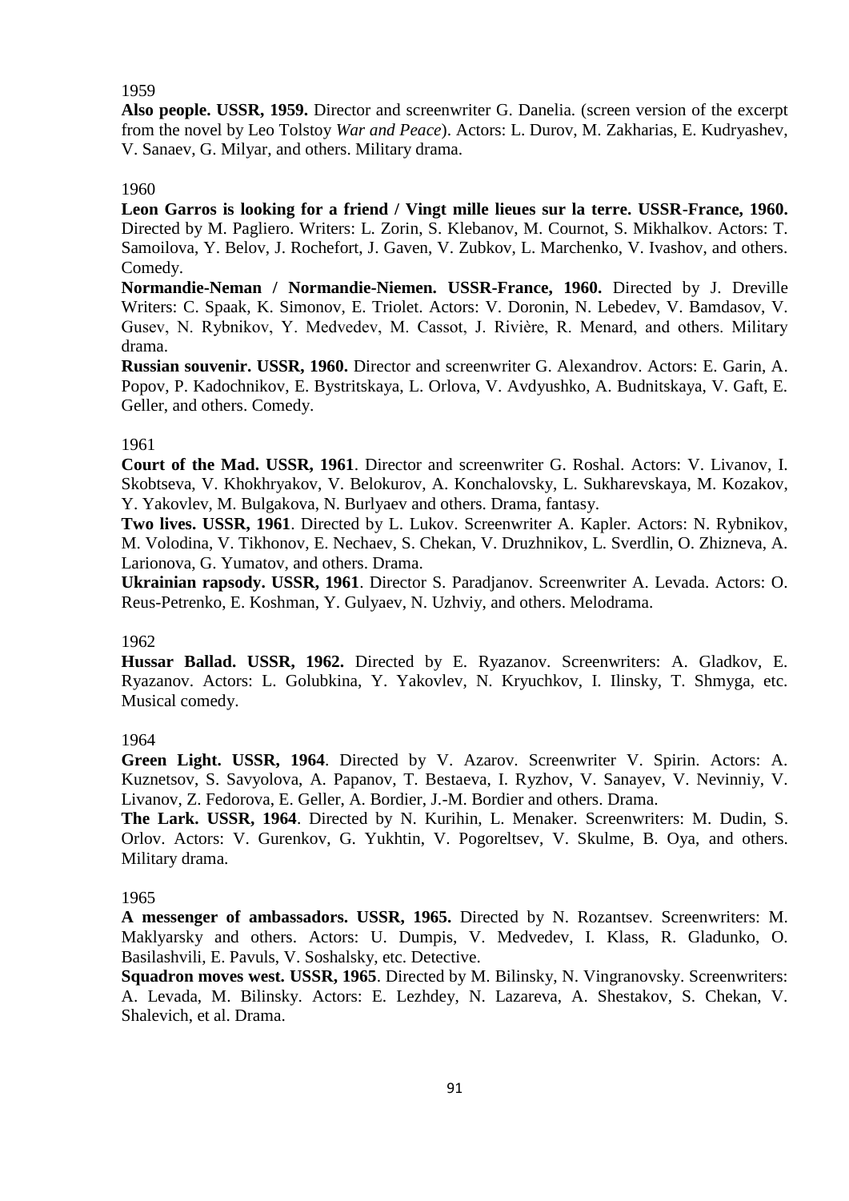1959

**Also people. USSR, 1959.** Director and screenwriter G. Danelia. (screen version of the excerpt from the novel by Leo Tolstoy *War and Peace*). Actors: L. Durov, M. Zakharias, E. Kudryashev, V. Sanaev, G. Milyar, and others. Military drama.

1960

**Leon Garros is looking for a friend / Vingt mille lieues sur la terre. USSR-France, 1960.** Directed by M. Pagliero. Writers: L. Zorin, S. Klebanov, M. Cournot, S. Mikhalkov. Actors: T. Samoilova, Y. Belov, J. Rochefort, J. Gaven, V. Zubkov, L. Marchenko, V. Ivashov, and others. Comedy.

**Normandie-Neman / Normandie-Niemen. USSR-France, 1960.** Directed by J. Dreville Writers: C. Spaak, K. Simonov, E. Triolet. Actors: V. Doronin, N. Lebedev, V. Bamdasov, V. Gusev, N. Rybnikov, Y. Medvedev, M. Cassot, J. Rivière, R. Menard, and others. Military drama.

**Russian souvenir. USSR, 1960.** Director and screenwriter G. Alexandrov. Actors: E. Garin, A. Popov, P. Kadochnikov, E. Bystritskaya, L. Orlova, V. Avdyushko, A. Budnitskaya, V. Gaft, E. Geller, and others. Comedy.

1961

**Court of the Mad. USSR, 1961**. Director and screenwriter G. Roshal. Actors: V. Livanov, I. Skobtseva, V. Khokhryakov, V. Belokurov, A. Konchalovsky, L. Sukharevskaya, M. Kozakov, Y. Yakovlev, M. Bulgakova, N. Burlyaev and others. Drama, fantasy.

**Two lives. USSR, 1961**. Directed by L. Lukov. Screenwriter A. Kapler. Actors: N. Rybnikov, M. Volodina, V. Tikhonov, E. Nechaev, S. Chekan, V. Druzhnikov, L. Sverdlin, O. Zhizneva, A. Larionova, G. Yumatov, and others. Drama.

**Ukrainian rapsody. USSR, 1961**. Director S. Paradjanov. Screenwriter A. Levada. Actors: O. Reus-Petrenko, E. Koshman, Y. Gulyaev, N. Uzhviy, and others. Melodrama.

1962

**Hussar Ballad. USSR, 1962.** Directed by E. Ryazanov. Screenwriters: A. Gladkov, E. Ryazanov. Actors: L. Golubkina, Y. Yakovlev, N. Kryuchkov, I. Ilinsky, T. Shmyga, etc. Musical comedy.

1964

**Green Light. USSR, 1964**. Directed by V. Azarov. Screenwriter V. Spirin. Actors: A. Kuznetsov, S. Savyolova, A. Papanov, T. Bestaeva, I. Ryzhov, V. Sanayev, V. Nevinniy, V. Livanov, Z. Fedorova, E. Geller, A. Bordier, J.-M. Bordier and others. Drama.

**The Lark. USSR, 1964**. Directed by N. Kurihin, L. Menaker. Screenwriters: M. Dudin, S. Orlov. Actors: V. Gurenkov, G. Yukhtin, V. Pogoreltsev, V. Skulme, B. Oya, and others. Military drama.

1965

**A messenger of ambassadors. USSR, 1965.** Directed by N. Rozantsev. Screenwriters: M. Maklyarsky and others. Actors: U. Dumpis, V. Medvedev, I. Klass, R. Gladunko, O. Basilashvili, E. Pavuls, V. Soshalsky, etc. Detective.

**Squadron moves west. USSR, 1965**. Directed by M. Bilinsky, N. Vingranovsky. Screenwriters: A. Levada, M. Bilinsky. Actors: E. Lezhdey, N. Lazareva, A. Shestakov, S. Chekan, V. Shalevich, et al. Drama.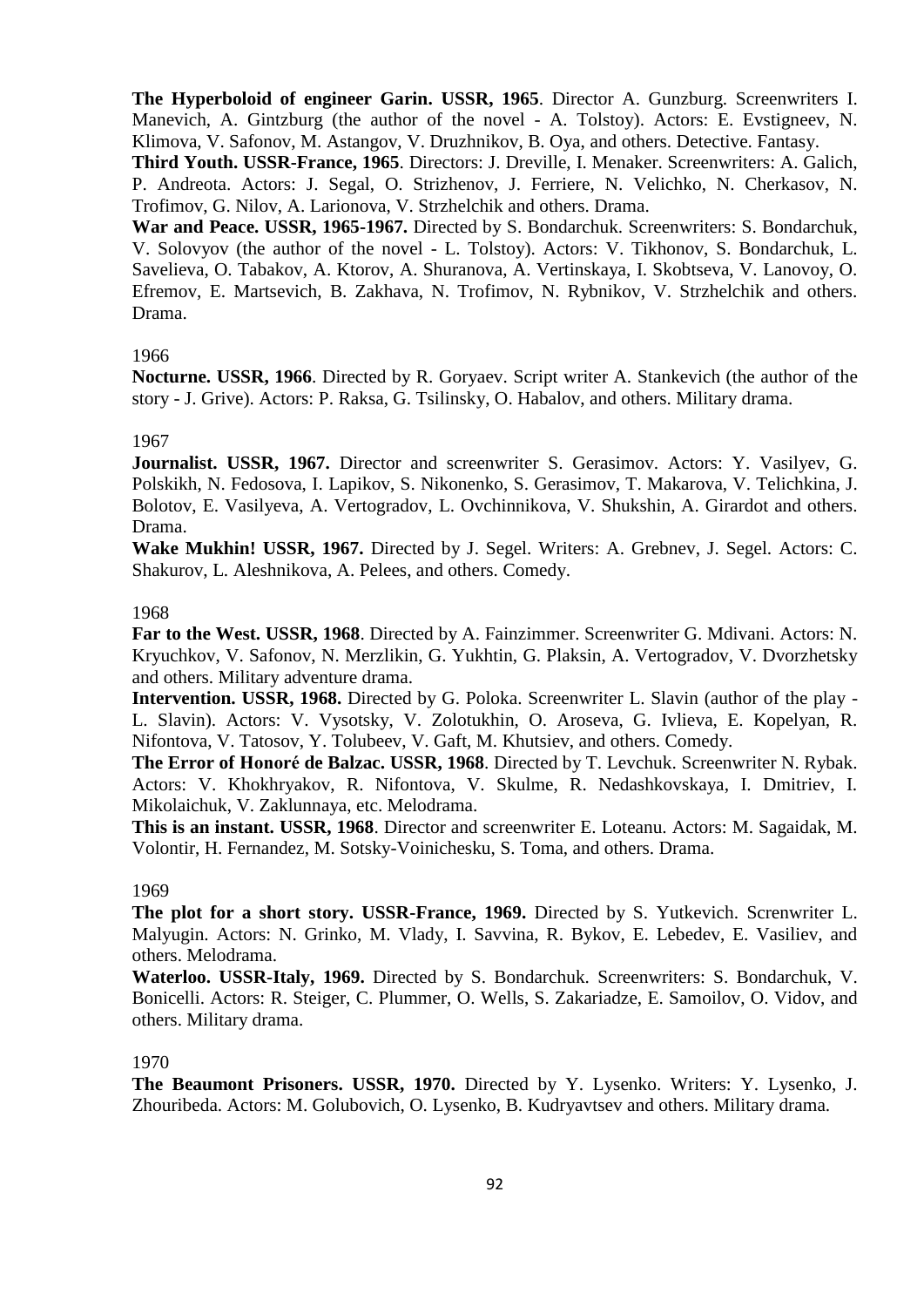**The Hyperboloid of engineer Garin. USSR, 1965**. Director A. Gunzburg. Screenwriters I. Manevich, A. Gintzburg (the author of the novel - A. Tolstoy). Actors: E. Evstigneev, N. Klimova, V. Safonov, M. Astangov, V. Druzhnikov, B. Oya, and others. Detective. Fantasy.

**Third Youth. USSR-France, 1965**. Directors: J. Dreville, I. Menaker. Screenwriters: A. Galich, P. Andreota. Actors: J. Segal, O. Strizhenov, J. Ferriere, N. Velichko, N. Cherkasov, N. Trofimov, G. Nilov, A. Larionova, V. Strzhelchik and others. Drama.

**War and Peace. USSR, 1965-1967.** Directed by S. Bondarchuk. Screenwriters: S. Bondarchuk, V. Solovyov (the author of the novel - L. Tolstoy). Actors: V. Tikhonov, S. Bondarchuk, L. Savelieva, O. Tabakov, A. Ktorov, A. Shuranova, A. Vertinskaya, I. Skobtseva, V. Lanovoy, O. Efremov, E. Martsevich, B. Zakhava, N. Trofimov, N. Rybnikov, V. Strzhelchik and others. Drama.

1966

**Nocturne. USSR, 1966**. Directed by R. Goryaev. Script writer A. Stankevich (the author of the story - J. Grive). Actors: P. Raksa, G. Tsilinsky, O. Habalov, and others. Military drama.

1967

**Journalist. USSR, 1967.** Director and screenwriter S. Gerasimov. Actors: Y. Vasilyev, G. Polskikh, N. Fedosova, I. Lapikov, S. Nikonenko, S. Gerasimov, T. Makarova, V. Telichkina, J. Bolotov, E. Vasilyeva, A. Vertogradov, L. Ovchinnikova, V. Shukshin, A. Girardot and others. Drama.

**Wake Mukhin! USSR, 1967.** Directed by J. Segel. Writers: A. Grebnev, J. Segel. Actors: C. Shakurov, L. Aleshnikova, A. Pelees, and others. Comedy.

1968

**Far to the West. USSR, 1968**. Directed by A. Fainzimmer. Screenwriter G. Mdivani. Actors: N. Kryuchkov, V. Safonov, N. Merzlikin, G. Yukhtin, G. Plaksin, A. Vertogradov, V. Dvorzhetsky and others. Military adventure drama.

**Intervention. USSR, 1968.** Directed by G. Poloka. Screenwriter L. Slavin (author of the play - L. Slavin). Actors: V. Vysotsky, V. Zolotukhin, O. Aroseva, G. Ivlieva, E. Kopelyan, R. Nifontova, V. Tatosov, Y. Tolubeev, V. Gaft, M. Khutsiev, and others. Comedy.

**The Error of Honoré de Balzac. USSR, 1968**. Directed by T. Levchuk. Screenwriter N. Rybak. Actors: V. Khokhryakov, R. Nifontova, V. Skulme, R. Nedashkovskaya, I. Dmitriev, I. Mikolaichuk, V. Zaklunnaya, etc. Melodrama.

**This is an instant. USSR, 1968**. Director and screenwriter E. Loteanu. Actors: M. Sagaidak, M. Volontir, H. Fernandez, M. Sotsky-Voinichesku, S. Toma, and others. Drama.

1969

**The plot for a short story. USSR-France, 1969.** Directed by S. Yutkevich. Screnwriter L. Malyugin. Actors: N. Grinko, M. Vlady, I. Savvina, R. Bykov, E. Lebedev, E. Vasiliev, and others. Melodrama.

**Waterloo. USSR-Italy, 1969.** Directed by S. Bondarchuk. Screenwriters: S. Bondarchuk, V. Bonicelli. Actors: R. Steiger, C. Plummer, O. Wells, S. Zakariadze, E. Samoilov, O. Vidov, and others. Military drama.

1970

**The Beaumont Prisoners. USSR, 1970.** Directed by Y. Lysenko. Writers: Y. Lysenko, J. Zhouribeda. Actors: M. Golubovich, O. Lysenko, B. Kudryavtsev and others. Military drama.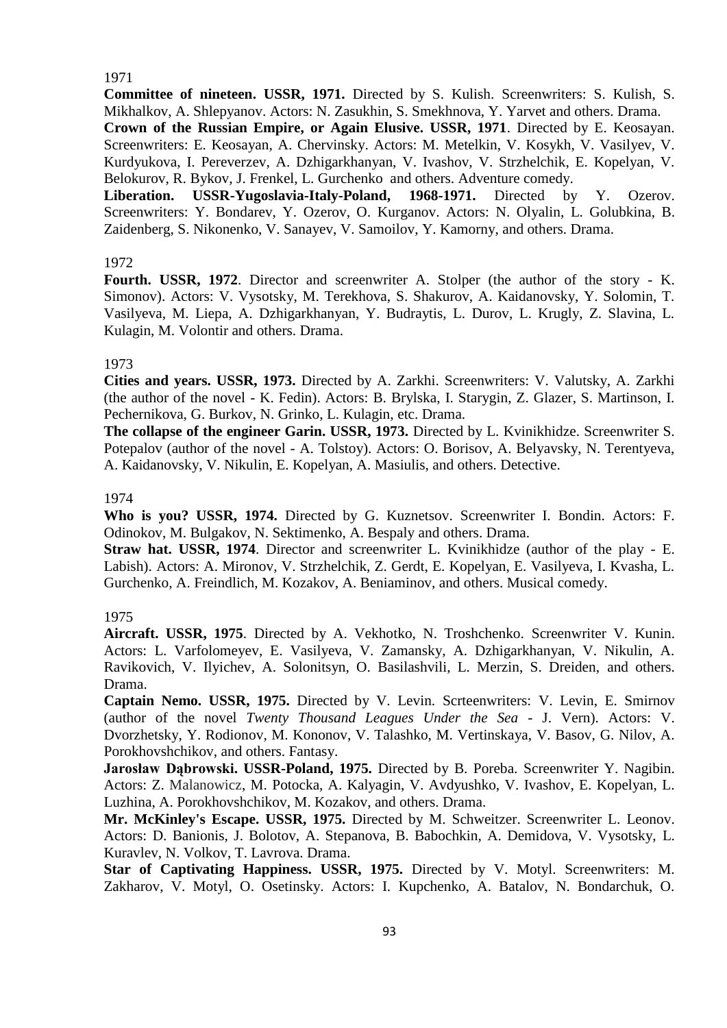1971

**Committee of nineteen. USSR, 1971.** Directed by S. Kulish. Screenwriters: S. Kulish, S. Mikhalkov, A. Shlepyanov. Actors: N. Zasukhin, S. Smekhnova, Y. Yarvet and others. Drama.

**Crown of the Russian Empire, or Again Elusive. USSR, 1971**. Directed by E. Keosayan. Screenwriters: E. Keosayan, A. Chervinsky. Actors: M. Metelkin, V. Kosykh, V. Vasilyev, V. Kurdyukova, I. Pereverzev, A. Dzhigarkhanyan, V. Ivashov, V. Strzhelchik, E. Kopelyan, V. Belokurov, R. Bykov, J. Frenkel, L. Gurchenko and others. Adventure comedy.

**Liberation. USSR-Yugoslavia-Italy-Poland, 1968-1971.** Directed by Y. Ozerov. Screenwriters: Y. Bondarev, Y. Ozerov, O. Kurganov. Actors: N. Olyalin, L. Golubkina, B. Zaidenberg, S. Nikonenko, V. Sanayev, V. Samoilov, Y. Kamorny, and others. Drama.

1972

**Fourth. USSR, 1972**. Director and screenwriter A. Stolper (the author of the story - K. Simonov). Actors: V. Vysotsky, M. Terekhova, S. Shakurov, A. Kaidanovsky, Y. Solomin, T. Vasilyeva, M. Liepa, A. Dzhigarkhanyan, Y. Budraytis, L. Durov, L. Krugly, Z. Slavina, L. Kulagin, M. Volontir and others. Drama.

1973

**Cities and years. USSR, 1973.** Directed by A. Zarkhi. Screenwriters: V. Valutsky, A. Zarkhi (the author of the novel - K. Fedin). Actors: B. Brylska, I. Starygin, Z. Glazer, S. Martinson, I. Pechernikova, G. Burkov, N. Grinko, L. Kulagin, etc. Drama.

**The collapse of the engineer Garin. USSR, 1973.** Directed by L. Kvinikhidze. Screenwriter S. Potepalov (author of the novel - A. Tolstoy). Actors: O. Borisov, A. Belyavsky, N. Terentyeva, A. Kaidanovsky, V. Nikulin, E. Kopelyan, A. Masiulis, and others. Detective.

1974

**Who is you? USSR, 1974.** Directed by G. Kuznetsov. Screenwriter I. Bondin. Actors: F. Odinokov, M. Bulgakov, N. Sektimenko, A. Bespaly and others. Drama.

**Straw hat. USSR, 1974**. Director and screenwriter L. Kvinikhidze (author of the play - E. Labish). Actors: A. Mironov, V. Strzhelchik, Z. Gerdt, E. Kopelyan, E. Vasilyeva, I. Kvasha, L. Gurchenko, A. Freindlich, M. Kozakov, A. Beniaminov, and others. Musical comedy.

1975

**Aircraft. USSR, 1975**. Directed by A. Vekhotko, N. Troshchenko. Screenwriter V. Kunin. Actors: L. Varfolomeyev, E. Vasilyeva, V. Zamansky, A. Dzhigarkhanyan, V. Nikulin, A. Ravikovich, V. Ilyichev, A. Solonitsyn, O. Basilashvili, L. Merzin, S. Dreiden, and others. Drama.

**Captain Nemo. USSR, 1975.** Directed by V. Levin. Scrteenwriters: V. Levin, E. Smirnov (author of the novel *Twenty Thousand Leagues Under the Sea* - J. Vern). Actors: V. Dvorzhetsky, Y. Rodionov, M. Kononov, V. Talashko, M. Vertinskaya, V. Basov, G. Nilov, A. Porokhovshchikov, and others. Fantasy.

**Jarosław Dąbrowski. USSR-Poland, 1975.** Directed by B. Poreba. Screenwriter Y. Nagibin. Actors: Z. Malanowicz, M. Potocka, A. Kalyagin, V. Avdyushko, V. Ivashov, E. Kopelyan, L. Luzhina, A. Porokhovshchikov, M. Kozakov, and others. Drama.

**Mr. McKinley's Escape. USSR, 1975.** Directed by M. Schweitzer. Screenwriter L. Leonov. Actors: D. Banionis, J. Bolotov, A. Stepanova, B. Babochkin, A. Demidova, V. Vysotsky, L. Kuravlev, N. Volkov, T. Lavrova. Drama.

**Star of Captivating Happiness. USSR, 1975.** Directed by V. Motyl. Screenwriters: M. Zakharov, V. Motyl, O. Osetinsky. Actors: I. Kupchenko, A. Batalov, N. Bondarchuk, O.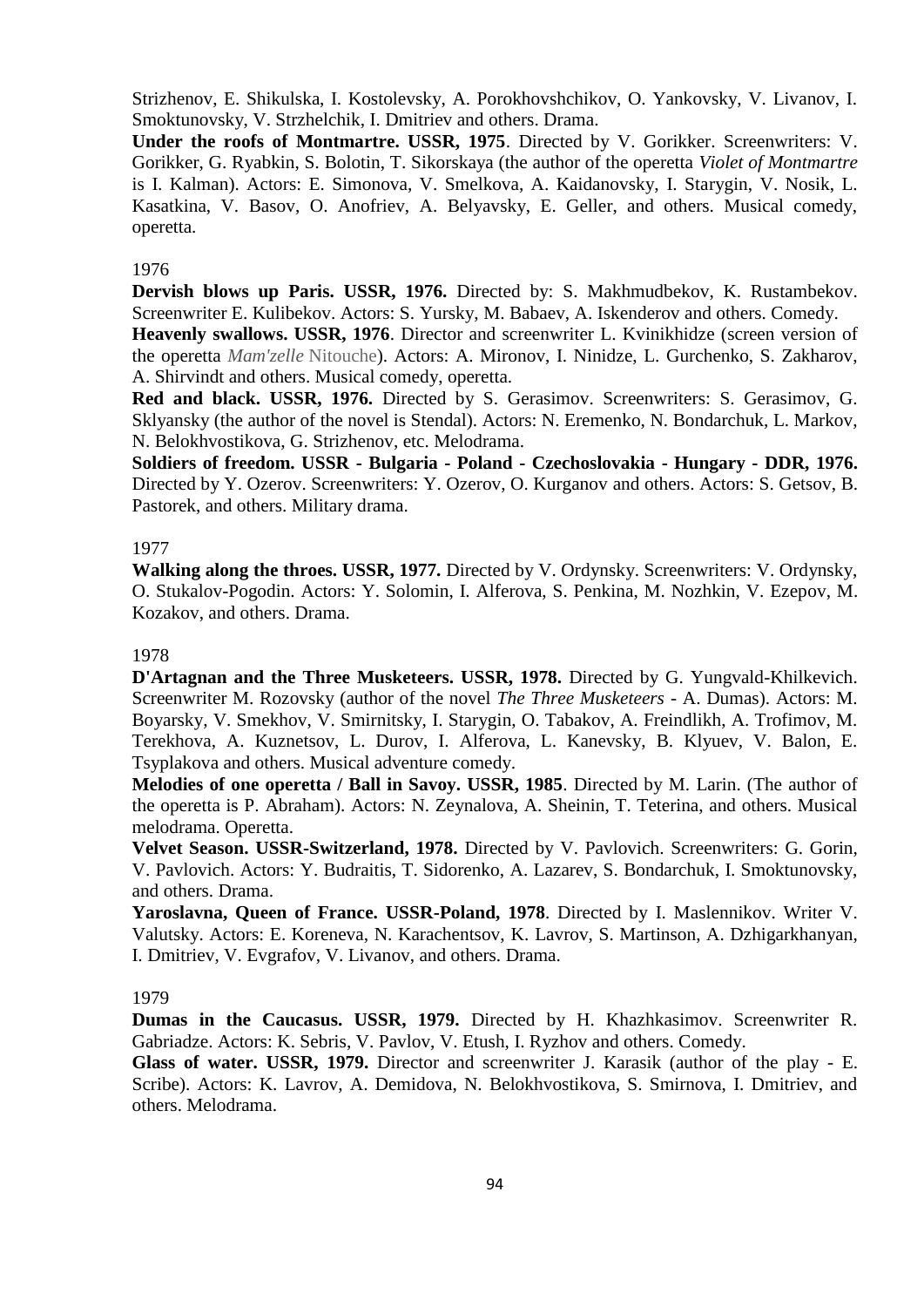Strizhenov, E. Shikulska, I. Kostolevsky, A. Porokhovshchikov, O. Yankovsky, V. Livanov, I. Smoktunovsky, V. Strzhelchik, I. Dmitriev and others. Drama.

**Under the roofs of Montmartre. USSR, 1975**. Directed by V. Gorikker. Screenwriters: V. Gorikker, G. Ryabkin, S. Bolotin, T. Sikorskaya (the author of the operetta *Violet of Montmartre* is I. Kalman). Actors: E. Simonova, V. Smelkova, A. Kaidanovsky, I. Starygin, V. Nosik, L. Kasatkina, V. Basov, O. Anofriev, A. Belyavsky, E. Geller, and others. Musical comedy, operetta.

1976

**Dervish blows up Paris. USSR, 1976.** Directed by: S. Makhmudbekov, K. Rustambekov. Screenwriter E. Kulibekov. Actors: S. Yursky, M. Babaev, A. Iskenderov and others. Comedy.

**Heavenly swallows. USSR, 1976**. Director and screenwriter L. Kvinikhidze (screen version of the operetta *Mam'zelle* Nitouche). Actors: A. Mironov, I. Ninidze, L. Gurchenko, S. Zakharov, A. Shirvindt and others. Musical comedy, operetta.

**Red and black. USSR, 1976.** Directed by S. Gerasimov. Screenwriters: S. Gerasimov, G. Sklyansky (the author of the novel is Stendal). Actors: N. Eremenko, N. Bondarchuk, L. Markov, N. Belokhvostikova, G. Strizhenov, etc. Melodrama.

**Soldiers of freedom. USSR - Bulgaria - Poland - Czechoslovakia - Hungary - DDR, 1976.** Directed by Y. Ozerov. Screenwriters: Y. Ozerov, O. Kurganov and others. Actors: S. Getsov, B. Pastorek, and others. Military drama.

1977

**Walking along the throes. USSR, 1977.** Directed by V. Ordynsky. Screenwriters: V. Ordynsky, O. Stukalov-Pogodin. Actors: Y. Solomin, I. Alferova, S. Penkina, M. Nozhkin, V. Ezepov, M. Kozakov, and others. Drama.

1978

**D'Artagnan and the Three Musketeers. USSR, 1978.** Directed by G. Yungvald-Khilkevich. Screenwriter M. Rozovsky (author of the novel *The Three Musketeers* - A. Dumas). Actors: M. Boyarsky, V. Smekhov, V. Smirnitsky, I. Starygin, O. Tabakov, A. Freindlikh, A. Trofimov, M. Terekhova, A. Kuznetsov, L. Durov, I. Alferova, L. Kanevsky, B. Klyuev, V. Balon, E. Tsyplakova and others. Musical adventure comedy.

**Melodies of one operetta / Ball in Savoy. USSR, 1985**. Directed by M. Larin. (The author of the operetta is P. Abraham). Actors: N. Zeynalova, A. Sheinin, T. Teterina, and others. Musical melodrama. Operetta.

**Velvet Season. USSR-Switzerland, 1978.** Directed by V. Pavlovich. Screenwriters: G. Gorin, V. Pavlovich. Actors: Y. Budraitis, T. Sidorenko, A. Lazarev, S. Bondarchuk, I. Smoktunovsky, and others. Drama.

**Yaroslavna, Queen of France. USSR-Poland, 1978**. Directed by I. Maslennikov. Writer V. Valutsky. Actors: E. Koreneva, N. Karachentsov, K. Lavrov, S. Martinson, A. Dzhigarkhanyan, I. Dmitriev, V. Evgrafov, V. Livanov, and others. Drama.

1979

**Dumas in the Caucasus. USSR, 1979.** Directed by H. Khazhkasimov. Screenwriter R. Gabriadze. Actors: K. Sebris, V. Pavlov, V. Etush, I. Ryzhov and others. Comedy.

**Glass of water. USSR, 1979.** Director and screenwriter J. Karasik (author of the play - E. Scribe). Actors: K. Lavrov, A. Demidova, N. Belokhvostikova, S. Smirnova, I. Dmitriev, and others. Melodrama.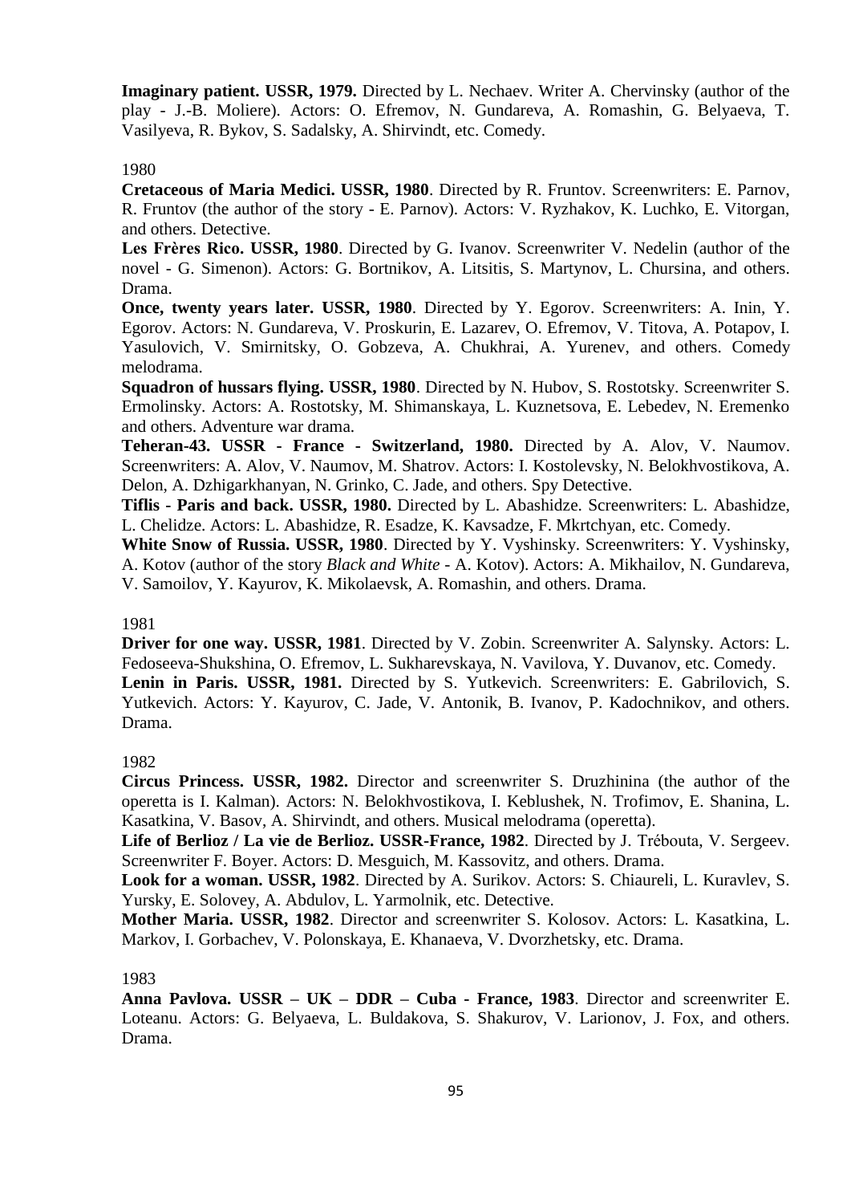**Imaginary patient. USSR, 1979.** Directed by L. Nechaev. Writer A. Chervinsky (author of the play - J.-B. Moliere). Actors: O. Efremov, N. Gundareva, A. Romashin, G. Belyaeva, T. Vasilyeva, R. Bykov, S. Sadalsky, A. Shirvindt, etc. Comedy.

1980

**Cretaceous of Maria Medici. USSR, 1980**. Directed by R. Fruntov. Screenwriters: E. Parnov, R. Fruntov (the author of the story - E. Parnov). Actors: V. Ryzhakov, K. Luchko, E. Vitorgan, and others. Detective.

**Les Frères Rico. USSR, 1980**. Directed by G. Ivanov. Screenwriter V. Nedelin (author of the novel - G. Simenon). Actors: G. Bortnikov, A. Litsitis, S. Martynov, L. Chursina, and others. Drama.

**Once, twenty years later. USSR, 1980**. Directed by Y. Egorov. Screenwriters: A. Inin, Y. Egorov. Actors: N. Gundareva, V. Proskurin, E. Lazarev, O. Efremov, V. Titova, A. Potapov, I. Yasulovich, V. Smirnitsky, O. Gobzeva, A. Chukhrai, A. Yurenev, and others. Comedy melodrama.

**Squadron of hussars flying. USSR, 1980**. Directed by N. Hubov, S. Rostotsky. Screenwriter S. Ermolinsky. Actors: A. Rostotsky, M. Shimanskaya, L. Kuznetsova, E. Lebedev, N. Eremenko and others. Adventure war drama.

**Teheran-43. USSR - France - Switzerland, 1980.** Directed by A. Alov, V. Naumov. Screenwriters: A. Alov, V. Naumov, M. Shatrov. Actors: I. Kostolevsky, N. Belokhvostikova, A. Delon, A. Dzhigarkhanyan, N. Grinko, C. Jade, and others. Spy Detective.

**Tiflis - Paris and back. USSR, 1980.** Directed by L. Abashidze. Screenwriters: L. Abashidze, L. Chelidze. Actors: L. Abashidze, R. Esadze, K. Kavsadze, F. Mkrtchyan, etc. Comedy.

**White Snow of Russia. USSR, 1980**. Directed by Y. Vyshinsky. Screenwriters: Y. Vyshinsky, A. Kotov (author of the story *Black and White* - A. Kotov). Actors: A. Mikhailov, N. Gundareva, V. Samoilov, Y. Kayurov, K. Mikolaevsk, A. Romashin, and others. Drama.

1981

**Driver for one way. USSR, 1981**. Directed by V. Zobin. Screenwriter A. Salynsky. Actors: L. Fedoseeva-Shukshina, O. Efremov, L. Sukharevskaya, N. Vavilova, Y. Duvanov, etc. Comedy.

**Lenin in Paris. USSR, 1981.** Directed by S. Yutkevich. Screenwriters: E. Gabrilovich, S. Yutkevich. Actors: Y. Kayurov, C. Jade, V. Antonik, B. Ivanov, P. Kadochnikov, and others. Drama.

1982

**Circus Princess. USSR, 1982.** Director and screenwriter S. Druzhinina (the author of the operetta is I. Kalman). Actors: N. Belokhvostikova, I. Keblushek, N. Trofimov, E. Shanina, L. Kasatkina, V. Basov, A. Shirvindt, and others. Musical melodrama (operetta).

**Life of Berlioz / La vie de Berlioz. USSR-France, 1982**. Directed by J. Trébouta, V. Sergeev. Screenwriter F. Boyer. Actors: D. Mesguich, M. Kassovitz, and others. Drama.

**Look for a woman. USSR, 1982**. Directed by A. Surikov. Actors: S. Chiaureli, L. Kuravlev, S. Yursky, E. Solovey, A. Abdulov, L. Yarmolnik, etc. Detective.

**Mother Maria. USSR, 1982**. Director and screenwriter S. Kolosov. Actors: L. Kasatkina, L. Markov, I. Gorbachev, V. Polonskaya, E. Khanaeva, V. Dvorzhetsky, etc. Drama.

1983

**Anna Pavlova. USSR – UK – DDR – Cuba - France, 1983**. Director and screenwriter E. Loteanu. Actors: G. Belyaeva, L. Buldakova, S. Shakurov, V. Larionov, J. Fox, and others. Drama.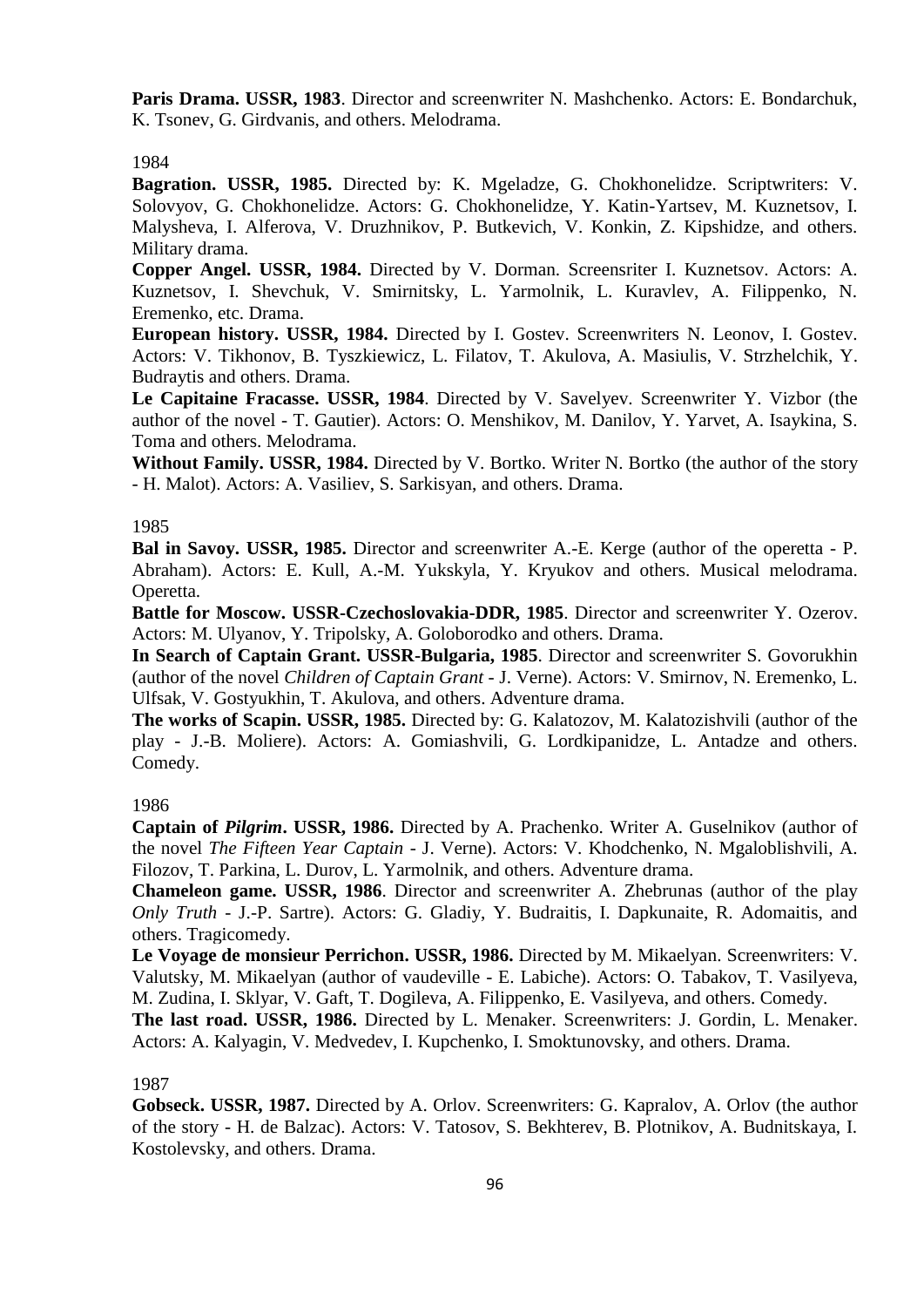**Paris Drama. USSR, 1983**. Director and screenwriter N. Mashchenko. Actors: E. Bondarchuk, K. Tsonev, G. Girdvanis, and others. Melodrama.

1984

**Bagration. USSR, 1985.** Directed by: K. Mgeladze, G. Chokhonelidze. Scriptwriters: V. Solovyov, G. Chokhonelidze. Actors: G. Chokhonelidze, Y. Katin-Yartsev, M. Kuznetsov, I. Malysheva, I. Alferova, V. Druzhnikov, P. Butkevich, V. Konkin, Z. Kipshidze, and others. Military drama.

**Copper Angel. USSR, 1984.** Directed by V. Dorman. Screensriter I. Kuznetsov. Actors: A. Kuznetsov, I. Shevchuk, V. Smirnitsky, L. Yarmolnik, L. Kuravlev, A. Filippenko, N. Eremenko, etc. Drama.

**European history. USSR, 1984.** Directed by I. Gostev. Screenwriters N. Leonov, I. Gostev. Actors: V. Tikhonov, B. Tyszkiewicz, L. Filatov, T. Akulova, A. Masiulis, V. Strzhelchik, Y. Budraytis and others. Drama.

**Le Capitaine Fracasse. USSR, 1984**. Directed by V. Savelyev. Screenwriter Y. Vizbor (the author of the novel - T. Gautier). Actors: O. Menshikov, M. Danilov, Y. Yarvet, A. Isaykina, S. Toma and others. Melodrama.

**Without Family. USSR, 1984.** Directed by V. Bortko. Writer N. Bortko (the author of the story - H. Malot). Actors: A. Vasiliev, S. Sarkisyan, and others. Drama.

1985

**Bal in Savoy. USSR, 1985.** Director and screenwriter A.-E. Kerge (author of the operetta - P. Abraham). Actors: E. Kull, A.-M. Yukskyla, Y. Kryukov and others. Musical melodrama. Operetta.

**Battle for Moscow. USSR-Czechoslovakia-DDR, 1985**. Director and screenwriter Y. Ozerov. Actors: M. Ulyanov, Y. Tripolsky, A. Goloborodko and others. Drama.

**In Search of Captain Grant. USSR-Bulgaria, 1985**. Director and screenwriter S. Govorukhin (author of the novel *Children of Captain Grant* - J. Verne). Actors: V. Smirnov, N. Eremenko, L. Ulfsak, V. Gostyukhin, T. Akulova, and others. Adventure drama.

**The works of Scapin. USSR, 1985.** Directed by: G. Kalatozov, M. Kalatozishvili (author of the play - J.-B. Moliere). Actors: A. Gomiashvili, G. Lordkipanidze, L. Antadze and others. Comedy.

1986

**Captain of *Pilgrim*. USSR, 1986.** Directed by A. Prachenko. Writer A. Guselnikov (author of the novel *The Fifteen Year Captain* - J. Verne). Actors: V. Khodchenko, N. Mgaloblishvili, A. Filozov, T. Parkina, L. Durov, L. Yarmolnik, and others. Adventure drama.

**Chameleon game. USSR, 1986**. Director and screenwriter A. Zhebrunas (author of the play *Only Truth* - J.-P. Sartre). Actors: G. Gladiy, Y. Budraitis, I. Dapkunaite, R. Adomaitis, and others. Tragicomedy.

**Le Voyage de monsieur Perrichon. USSR, 1986.** Directed by M. Mikaelyan. Screenwriters: V. Valutsky, M. Mikaelyan (author of vaudeville - E. Labiche). Actors: O. Tabakov, T. Vasilyeva, M. Zudina, I. Sklyar, V. Gaft, T. Dogileva, A. Filippenko, E. Vasilyeva, and others. Comedy.

**The last road. USSR, 1986.** Directed by L. Menaker. Screenwriters: J. Gordin, L. Menaker. Actors: A. Kalyagin, V. Medvedev, I. Kupchenko, I. Smoktunovsky, and others. Drama.

1987

**Gobseck. USSR, 1987.** Directed by A. Orlov. Screenwriters: G. Kapralov, A. Orlov (the author of the story - H. de Balzac). Actors: V. Tatosov, S. Bekhterev, B. Plotnikov, A. Budnitskaya, I. Kostolevsky, and others. Drama.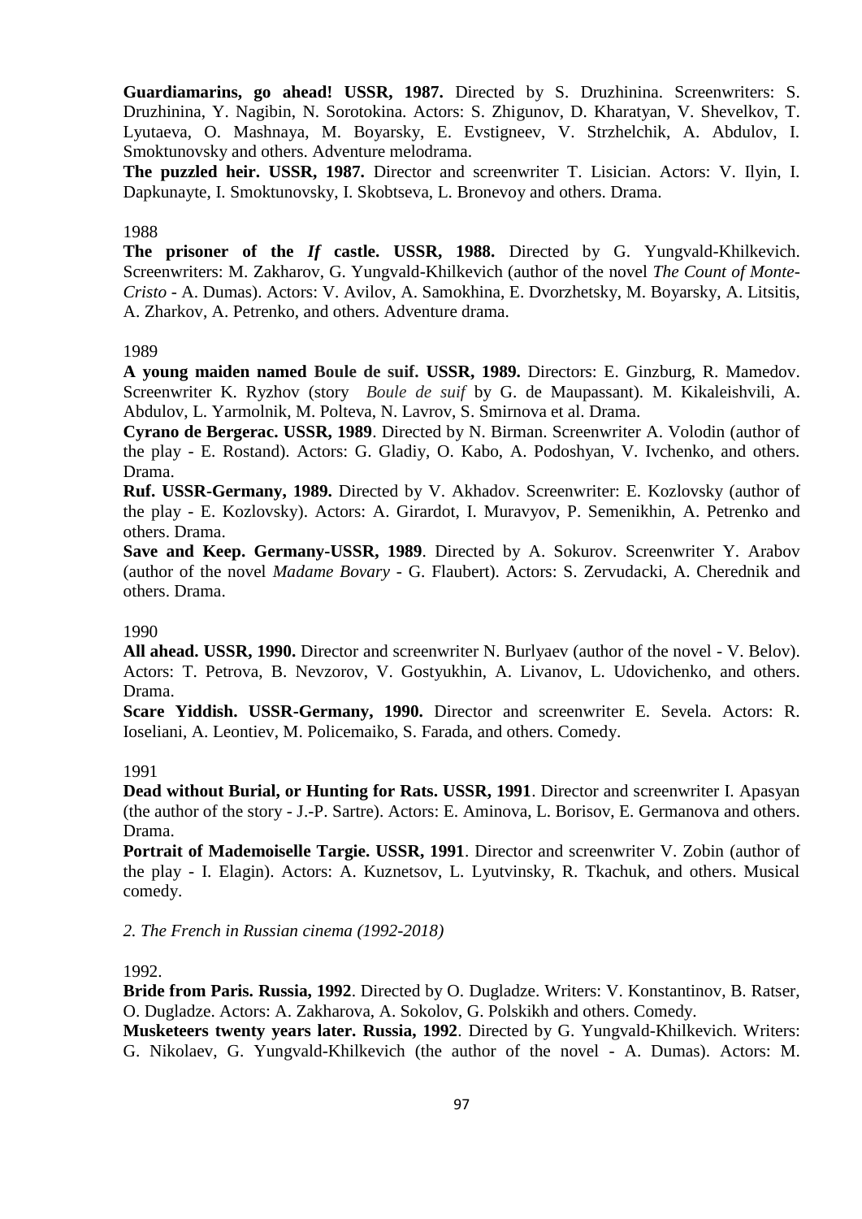**Guardiamarins, go ahead! USSR, 1987.** Directed by S. Druzhinina. Screenwriters: S. Druzhinina, Y. Nagibin, N. Sorotokina. Actors: S. Zhigunov, D. Kharatyan, V. Shevelkov, T. Lyutaeva, O. Mashnaya, M. Boyarsky, E. Evstigneev, V. Strzhelchik, A. Abdulov, I. Smoktunovsky and others. Adventure melodrama.

**The puzzled heir. USSR, 1987.** Director and screenwriter T. Lisician. Actors: V. Ilyin, I. Dapkunayte, I. Smoktunovsky, I. Skobtseva, L. Bronevoy and others. Drama.

1988

**The prisoner of the *If* castle. USSR, 1988.** Directed by G. Yungvald-Khilkevich. Screenwriters: M. Zakharov, G. Yungvald-Khilkevich (author of the novel *The Count of Monte-Cristo* - A. Dumas). Actors: V. Avilov, A. Samokhina, E. Dvorzhetsky, M. Boyarsky, A. Litsitis, A. Zharkov, A. Petrenko, and others. Adventure drama.

1989

**A young maiden named Boule de suif. USSR, 1989.** Directors: E. Ginzburg, R. Mamedov. Screenwriter K. Ryzhov (story *Boule de suif* by G. de Maupassant). M. Kikaleishvili, A. Abdulov, L. Yarmolnik, M. Polteva, N. Lavrov, S. Smirnova et al. Drama.

**Cyrano de Bergerac. USSR, 1989**. Directed by N. Birman. Screenwriter A. Volodin (author of the play - E. Rostand). Actors: G. Gladiy, O. Kabo, A. Podoshyan, V. Ivchenko, and others. Drama.

**Ruf. USSR-Germany, 1989.** Directed by V. Akhadov. Screenwriter: E. Kozlovsky (author of the play - E. Kozlovsky). Actors: A. Girardot, I. Muravyov, P. Semenikhin, A. Petrenko and others. Drama.

**Save and Keep. Germany-USSR, 1989**. Directed by A. Sokurov. Screenwriter Y. Arabov (author of the novel *Madame Bovary* - G. Flaubert). Actors: S. Zervudacki, A. Cherednik and others. Drama.

1990

**All ahead. USSR, 1990.** Director and screenwriter N. Burlyaev (author of the novel - V. Belov). Actors: T. Petrova, B. Nevzorov, V. Gostyukhin, A. Livanov, L. Udovichenko, and others. Drama.

**Scare Yiddish. USSR-Germany, 1990.** Director and screenwriter E. Sevela. Actors: R. Ioseliani, A. Leontiev, M. Policemaiko, S. Farada, and others. Comedy.

1991

**Dead without Burial, or Hunting for Rats. USSR, 1991**. Director and screenwriter I. Apasyan (the author of the story - J.-P. Sartre). Actors: E. Aminova, L. Borisov, E. Germanova and others. Drama.

**Portrait of Mademoiselle Targie. USSR, 1991**. Director and screenwriter V. Zobin (author of the play - I. Elagin). Actors: A. Kuznetsov, L. Lyutvinsky, R. Tkachuk, and others. Musical comedy.

*2. The French in Russian cinema (1992-2018)*

1992.

**Bride from Paris. Russia, 1992**. Directed by O. Dugladze. Writers: V. Konstantinov, B. Ratser, O. Dugladze. Actors: A. Zakharova, A. Sokolov, G. Polskikh and others. Comedy.

**Musketeers twenty years later. Russia, 1992**. Directed by G. Yungvald-Khilkevich. Writers: G. Nikolaev, G. Yungvald-Khilkevich (the author of the novel - A. Dumas). Actors: M.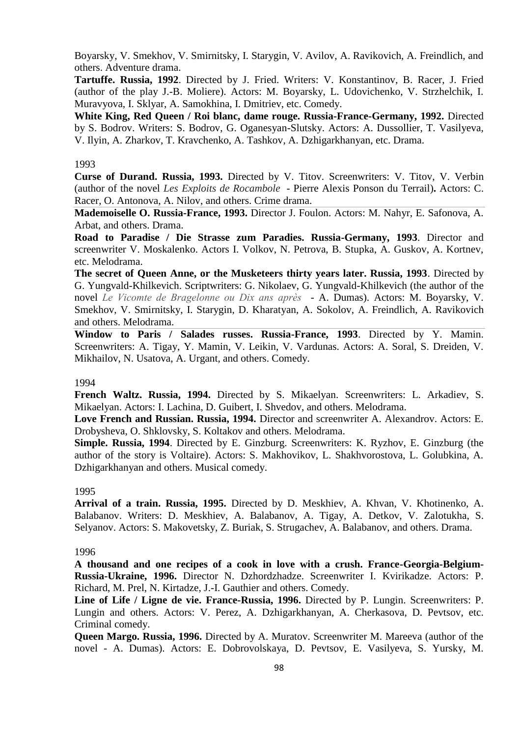Boyarsky, V. Smekhov, V. Smirnitsky, I. Starygin, V. Avilov, A. Ravikovich, A. Freindlich, and others. Adventure drama.

**Tartuffe. Russia, 1992**. Directed by J. Fried. Writers: V. Konstantinov, B. Racer, J. Fried (author of the play J.-B. Moliere). Actors: M. Boyarsky, L. Udovichenko, V. Strzhelchik, I. Muravyova, I. Sklyar, A. Samokhina, I. Dmitriev, etc. Comedy.

**White King, Red Queen / Roi blanc, dame rouge. Russia-France-Germany, 1992.** Directed by S. Bodrov. Writers: S. Bodrov, G. Oganesyan-Slutsky. Actors: A. Dussollier, T. Vasilyeva, V. Ilyin, A. Zharkov, T. Kravchenko, A. Tashkov, A. Dzhigarkhanyan, etc. Drama.

1993

**Curse of Durand. Russia, 1993.** Directed by V. Titov. Screenwriters: V. Titov, V. Verbin (author of the novel *Les Exploits de Rocambole* - Pierre Alexis Ponson du Terrail)**.** Actors: C. Racer, O. Antonova, A. Nilov, and others. Crime drama.

**Mademoiselle O. Russia-France, 1993.** Director J. Foulon. Actors: M. Nahyr, E. Safonova, A. Arbat, and others. Drama.

**Road to Paradise / Die Strasse zum Paradies. Russia-Germany, 1993**. Director and screenwriter V. Moskalenko. Actors I. Volkov, N. Petrova, B. Stupka, A. Guskov, A. Kortnev, etc. Melodrama.

**The secret of Queen Anne, or the Musketeers thirty years later. Russia, 1993**. Directed by G. Yungvald-Khilkevich. Scriptwriters: G. Nikolaev, G. Yungvald-Khilkevich (the author of the novel *Le Vicomte de Bragelonne ou Dix ans après* - A. Dumas). Actors: M. Boyarsky, V. Smekhov, V. Smirnitsky, I. Starygin, D. Kharatyan, A. Sokolov, A. Freindlich, A. Ravikovich and others. Melodrama.

**Window to Paris / Salades russes. Russia-France, 1993**. Directed by Y. Mamin. Screenwriters: A. Tigay, Y. Mamin, V. Leikin, V. Vardunas. Actors: A. Soral, S. Dreiden, V. Mikhailov, N. Usatova, A. Urgant, and others. Comedy.

1994

**French Waltz. Russia, 1994.** Directed by S. Mikaelyan. Screenwriters: L. Arkadiev, S. Mikaelyan. Actors: I. Lachina, D. Guibert, I. Shvedov, and others. Melodrama.

**Love French and Russian. Russia, 1994.** Director and screenwriter A. Alexandrov. Actors: E. Drobysheva, O. Shklovsky, S. Koltakov and others. Melodrama.

**Simple. Russia, 1994**. Directed by E. Ginzburg. Screenwriters: K. Ryzhov, E. Ginzburg (the author of the story is Voltaire). Actors: S. Makhovikov, L. Shakhvorostova, L. Golubkina, A. Dzhigarkhanyan and others. Musical comedy.

1995

**Arrival of a train. Russia, 1995.** Directed by D. Meskhiev, A. Khvan, V. Khotinenko, A. Balabanov. Writers: D. Meskhiev, A. Balabanov, A. Tigay, A. Detkov, V. Zalotukha, S. Selyanov. Actors: S. Makovetsky, Z. Buriak, S. Strugachev, A. Balabanov, and others. Drama.

1996

**A thousand and one recipes of a cook in love with a crush. France-Georgia-Belgium-Russia-Ukraine, 1996.** Director N. Dzhordzhadze. Screenwriter I. Kvirikadze. Actors: P. Richard, M. Prel, N. Kirtadze, J.-I. Gauthier and others. Comedy.

**Line of Life / Ligne de vie. France-Russia, 1996.** Directed by P. Lungin. Screenwriters: P. Lungin and others. Actors: V. Perez, A. Dzhigarkhanyan, A. Cherkasova, D. Pevtsov, etc. Criminal comedy.

**Queen Margo. Russia, 1996.** Directed by A. Muratov. Screenwriter M. Mareeva (author of the novel - A. Dumas). Actors: E. Dobrovolskaya, D. Pevtsov, E. Vasilyeva, S. Yursky, M.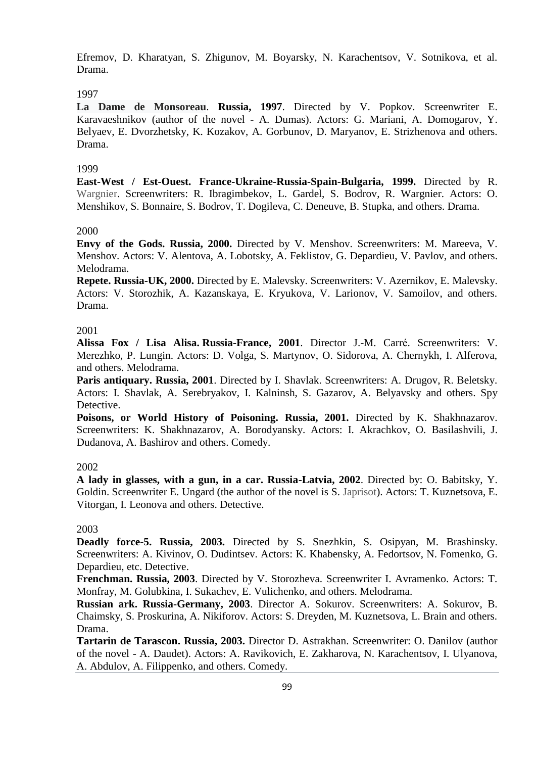Efremov, D. Kharatyan, S. Zhigunov, M. Boyarsky, N. Karachentsov, V. Sotnikova, et al. Drama.

1997

**La Dame de Monsoreau**. **Russia, 1997**. Directed by V. Popkov. Screenwriter E. Karavaeshnikov (author of the novel - A. Dumas). Actors: G. Mariani, A. Domogarov, Y. Belyaev, E. Dvorzhetsky, K. Kozakov, A. Gorbunov, D. Maryanov, E. Strizhenova and others. Drama.

1999

**East-West / Est-Ouest. France-Ukraine-Russia-Spain-Bulgaria, 1999.** Directed by R. Wargnier. Screenwriters: R. Ibragimbekov, L. Gardel, S. Bodrov, R. Wargnier. Actors: O. Menshikov, S. Bonnaire, S. Bodrov, T. Dogileva, C. Deneuve, B. Stupka, and others. Drama.

2000

**Envy of the Gods. Russia, 2000.** Directed by V. Menshov. Screenwriters: M. Mareeva, V. Menshov. Actors: V. Alentova, A. Lobotsky, A. Feklistov, G. Depardieu, V. Pavlov, and others. Melodrama.

**Repete. Russia-UK, 2000.** Directed by E. Malevsky. Screenwriters: V. Azernikov, E. Malevsky. Actors: V. Storozhik, A. Kazanskaya, E. Kryukova, V. Larionov, V. Samoilov, and others. Drama.

2001

**Alissa Fox / Lisa Alisa. Russia-France, 2001**. Director J.-M. Carré. Screenwriters: V. Merezhko, P. Lungin. Actors: D. Volga, S. Martynov, O. Sidorova, A. Chernykh, I. Alferova, and others. Melodrama.

**Paris antiquary. Russia, 2001**. Directed by I. Shavlak. Screenwriters: A. Drugov, R. Beletsky. Actors: I. Shavlak, A. Serebryakov, I. Kalninsh, S. Gazarov, A. Belyavsky and others. Spy Detective.

**Poisons, or World History of Poisoning. Russia, 2001.** Directed by K. Shakhnazarov. Screenwriters: K. Shakhnazarov, A. Borodyansky. Actors: I. Akrachkov, O. Basilashvili, J. Dudanova, A. Bashirov and others. Comedy.

2002

**A lady in glasses, with a gun, in a car. Russia-Latvia, 2002**. Directed by: O. Babitsky, Y. Goldin. Screenwriter E. Ungard (the author of the novel is S. Japrisot). Actors: T. Kuznetsova, E. Vitorgan, I. Leonova and others. Detective.

2003

**Deadly force-5. Russia, 2003.** Directed by S. Snezhkin, S. Osipyan, M. Brashinsky. Screenwriters: A. Kivinov, O. Dudintsev. Actors: K. Khabensky, A. Fedortsov, N. Fomenko, G. Depardieu, etc. Detective.

**Frenchman. Russia, 2003**. Directed by V. Storozheva. Screenwriter I. Avramenko. Actors: T. Monfray, M. Golubkina, I. Sukachev, E. Vulichenko, and others. Melodrama.

**Russian ark. Russia-Germany, 2003**. Director A. Sokurov. Screenwriters: A. Sokurov, B. Chaimsky, S. Proskurina, A. Nikiforov. Actors: S. Dreyden, M. Kuznetsova, L. Brain and others. Drama.

**Tartarin de Tarascon. Russia, 2003.** Director D. Astrakhan. Screenwriter: O. Danilov (author of the novel - A. Daudet). Actors: A. Ravikovich, E. Zakharova, N. Karachentsov, I. Ulyanova, A. Abdulov, A. Filippenko, and others. Comedy.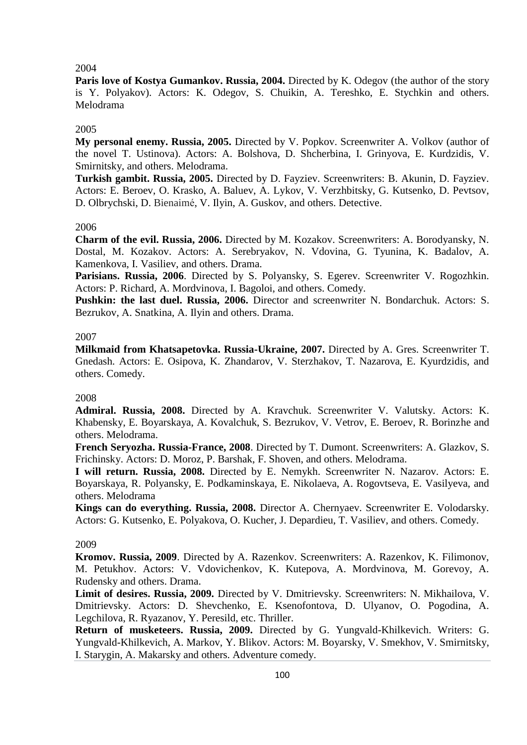2004

**Paris love of Kostya Gumankov. Russia, 2004.** Directed by K. Odegov (the author of the story is Y. Polyakov). Actors: K. Odegov, S. Chuikin, A. Tereshko, E. Stychkin and others. Melodrama

2005

**My personal enemy. Russia, 2005.** Directed by V. Popkov. Screenwriter A. Volkov (author of the novel T. Ustinova). Actors: A. Bolshova, D. Shcherbina, I. Grinyova, E. Kurdzidis, V. Smirnitsky, and others. Melodrama.

**Turkish gambit. Russia, 2005.** Directed by D. Fayziev. Screenwriters: B. Akunin, D. Fayziev. Actors: E. Beroev, O. Krasko, A. Baluev, A. Lykov, V. Verzhbitsky, G. Kutsenko, D. Pevtsov, D. Olbrychski, D. Bienaimé, V. Ilyin, A. Guskov, and others. Detective.

2006

**Charm of the evil. Russia, 2006.** Directed by M. Kozakov. Screenwriters: A. Borodyansky, N. Dostal, M. Kozakov. Actors: A. Serebryakov, N. Vdovina, G. Tyunina, K. Badalov, A. Kamenkova, I. Vasiliev, and others. Drama.

**Parisians. Russia, 2006**. Directed by S. Polyansky, S. Egerev. Screenwriter V. Rogozhkin. Actors: P. Richard, A. Mordvinova, I. Bagoloi, and others. Comedy.

**Pushkin: the last duel. Russia, 2006.** Director and screenwriter N. Bondarchuk. Actors: S. Bezrukov, A. Snatkina, A. Ilyin and others. Drama.

2007

**Milkmaid from Khatsapetovka. Russia-Ukraine, 2007.** Directed by A. Gres. Screenwriter T. Gnedash. Actors: E. Osipova, K. Zhandarov, V. Sterzhakov, T. Nazarova, E. Kyurdzidis, and others. Comedy.

2008

**Admiral. Russia, 2008.** Directed by A. Kravchuk. Screenwriter V. Valutsky. Actors: K. Khabensky, E. Boyarskaya, A. Kovalchuk, S. Bezrukov, V. Vetrov, E. Beroev, R. Borinzhe and others. Melodrama.

**French Seryozha. Russia-France, 2008**. Directed by T. Dumont. Screenwriters: A. Glazkov, S. Frichinsky. Actors: D. Moroz, P. Barshak, F. Shoven, and others. Melodrama.

**I will return. Russia, 2008.** Directed by E. Nemykh. Screenwriter N. Nazarov. Actors: E. Boyarskaya, R. Polyansky, E. Podkaminskaya, E. Nikolaeva, A. Rogovtseva, E. Vasilyeva, and others. Melodrama

**Kings can do everything. Russia, 2008.** Director A. Chernyaev. Screenwriter E. Volodarsky. Actors: G. Kutsenko, E. Polyakova, O. Kucher, J. Depardieu, T. Vasiliev, and others. Comedy.

2009

**Kromov. Russia, 2009**. Directed by A. Razenkov. Screenwriters: A. Razenkov, K. Filimonov, M. Petukhov. Actors: V. Vdovichenkov, K. Kutepova, A. Mordvinova, M. Gorevoy, A. Rudensky and others. Drama.

**Limit of desires. Russia, 2009.** Directed by V. Dmitrievsky. Screenwriters: N. Mikhailova, V. Dmitrievsky. Actors: D. Shevchenko, E. Ksenofontova, D. Ulyanov, O. Pogodina, A. Legchilova, R. Ryazanov, Y. Peresild, etc. Thriller.

**Return of musketeers. Russia, 2009.** Directed by G. Yungvald-Khilkevich. Writers: G. Yungvald-Khilkevich, A. Markov, Y. Blikov. Actors: M. Boyarsky, V. Smekhov, V. Smirnitsky, I. Starygin, A. Makarsky and others. Adventure comedy.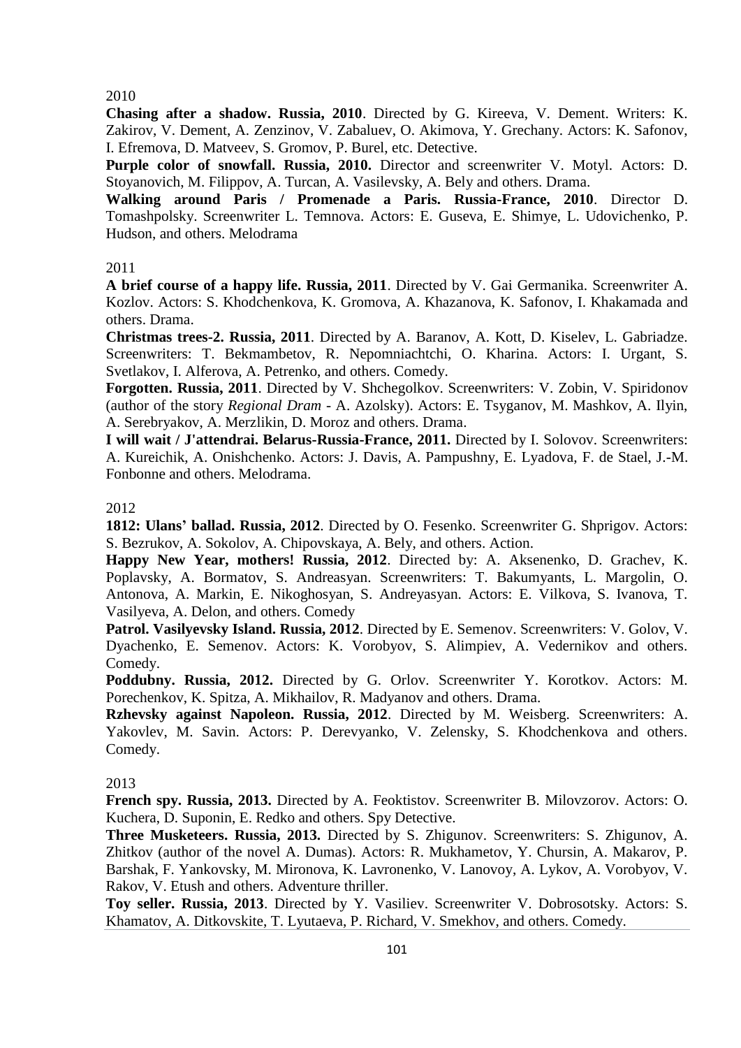2010

**Chasing after a shadow. Russia, 2010**. Directed by G. Kireeva, V. Dement. Writers: K. Zakirov, V. Dement, A. Zenzinov, V. Zabaluev, O. Akimova, Y. Grechany. Actors: K. Safonov, I. Efremova, D. Matveev, S. Gromov, P. Burel, etc. Detective.

**Purple color of snowfall. Russia, 2010.** Director and screenwriter V. Motyl. Actors: D. Stoyanovich, M. Filippov, A. Turcan, A. Vasilevsky, A. Bely and others. Drama.

**Walking around Paris / Promenade a Paris. Russia-France, 2010**. Director D. Tomashpolsky. Screenwriter L. Temnova. Actors: E. Guseva, E. Shimye, L. Udovichenko, P. Hudson, and others. Melodrama

2011

**A brief course of a happy life. Russia, 2011**. Directed by V. Gai Germanika. Screenwriter A. Kozlov. Actors: S. Khodchenkova, K. Gromova, A. Khazanova, K. Safonov, I. Khakamada and others. Drama.

**Christmas trees-2. Russia, 2011**. Directed by A. Baranov, A. Kott, D. Kiselev, L. Gabriadze. Screenwriters: T. Bekmambetov, R. Nepomniachtchi, O. Kharina. Actors: I. Urgant, S. Svetlakov, I. Alferova, A. Petrenko, and others. Comedy.

**Forgotten. Russia, 2011**. Directed by V. Shchegolkov. Screenwriters: V. Zobin, V. Spiridonov (author of the story *Regional Dram* - A. Azolsky). Actors: E. Tsyganov, M. Mashkov, A. Ilyin, A. Serebryakov, A. Merzlikin, D. Moroz and others. Drama.

**I will wait / J'attendrai. Belarus-Russia-France, 2011.** Directed by I. Solovov. Screenwriters: A. Kureichik, A. Onishchenko. Actors: J. Davis, A. Pampushny, E. Lyadova, F. de Stael, J.-M. Fonbonne and others. Melodrama.

2012

**1812: Ulans' ballad. Russia, 2012**. Directed by O. Fesenko. Screenwriter G. Shprigov. Actors: S. Bezrukov, A. Sokolov, A. Chipovskaya, A. Bely, and others. Action.

**Happy New Year, mothers! Russia, 2012**. Directed by: A. Aksenenko, D. Grachev, K. Poplavsky, A. Bormatov, S. Andreasyan. Screenwriters: T. Bakumyants, L. Margolin, O. Antonova, A. Markin, E. Nikoghosyan, S. Andreyasyan. Actors: E. Vilkova, S. Ivanova, T. Vasilyeva, A. Delon, and others. Comedy

**Patrol. Vasilyevsky Island. Russia, 2012**. Directed by E. Semenov. Screenwriters: V. Golov, V. Dyachenko, E. Semenov. Actors: K. Vorobyov, S. Alimpiev, A. Vedernikov and others. Comedy.

**Poddubny. Russia, 2012.** Directed by G. Orlov. Screenwriter Y. Korotkov. Actors: M. Porechenkov, K. Spitza, A. Mikhailov, R. Madyanov and others. Drama.

**Rzhevsky against Napoleon. Russia, 2012**. Directed by M. Weisberg. Screenwriters: A. Yakovlev, M. Savin. Actors: P. Derevyanko, V. Zelensky, S. Khodchenkova and others. Comedy.

2013

**French spy. Russia, 2013.** Directed by A. Feoktistov. Screenwriter B. Milovzorov. Actors: O. Kuchera, D. Suponin, E. Redko and others. Spy Detective.

**Three Musketeers. Russia, 2013.** Directed by S. Zhigunov. Screenwriters: S. Zhigunov, A. Zhitkov (author of the novel A. Dumas). Actors: R. Mukhametov, Y. Chursin, A. Makarov, P. Barshak, F. Yankovsky, M. Mironova, K. Lavronenko, V. Lanovoy, A. Lykov, A. Vorobyov, V. Rakov, V. Etush and others. Adventure thriller.

**Toy seller. Russia, 2013**. Directed by Y. Vasiliev. Screenwriter V. Dobrosotsky. Actors: S. Khamatov, A. Ditkovskite, T. Lyutaeva, P. Richard, V. Smekhov, and others. Comedy.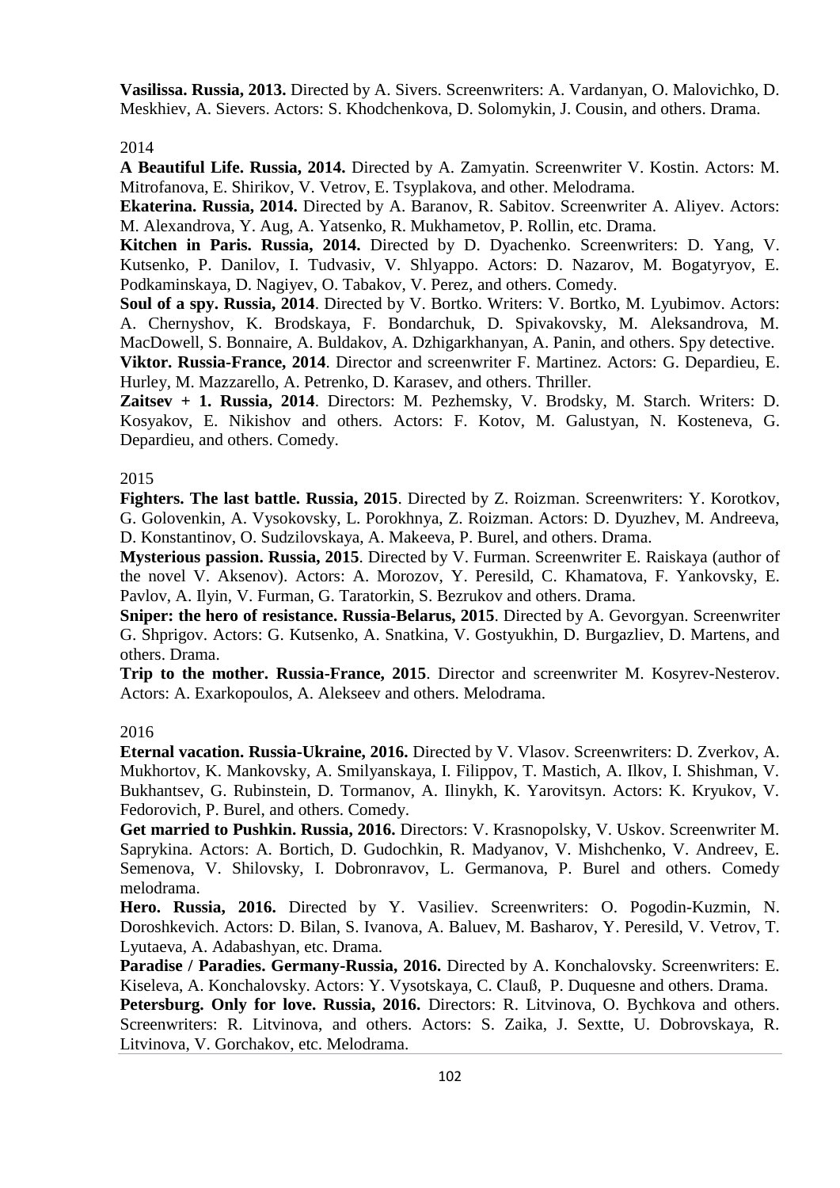**Vasilissa. Russia, 2013.** Directed by A. Sivers. Screenwriters: A. Vardanyan, O. Malovichko, D. Meskhiev, A. Sievers. Actors: S. Khodchenkova, D. Solomykin, J. Cousin, and others. Drama.

2014

**A Beautiful Life. Russia, 2014.** Directed by A. Zamyatin. Screenwriter V. Kostin. Actors: M. Mitrofanova, E. Shirikov, V. Vetrov, E. Tsyplakova, and other. Melodrama.

**Ekaterina. Russia, 2014.** Directed by A. Baranov, R. Sabitov. Screenwriter A. Aliyev. Actors: M. Alexandrova, Y. Aug, A. Yatsenko, R. Mukhametov, P. Rollin, etc. Drama.

**Kitchen in Paris. Russia, 2014.** Directed by D. Dyachenko. Screenwriters: D. Yang, V. Kutsenko, P. Danilov, I. Tudvasiv, V. Shlyappo. Actors: D. Nazarov, M. Bogatyryov, E. Podkaminskaya, D. Nagiyev, O. Tabakov, V. Perez, and others. Comedy.

**Soul of a spy. Russia, 2014**. Directed by V. Bortko. Writers: V. Bortko, M. Lyubimov. Actors: A. Chernyshov, K. Brodskaya, F. Bondarchuk, D. Spivakovsky, M. Aleksandrova, M. MacDowell, S. Bonnaire, A. Buldakov, A. Dzhigarkhanyan, A. Panin, and others. Spy detective.

**Viktor. Russia-France, 2014**. Director and screenwriter F. Martinez. Actors: G. Depardieu, E. Hurley, M. Mazzarello, A. Petrenko, D. Karasev, and others. Thriller.

**Zaitsev + 1. Russia, 2014**. Directors: M. Pezhemsky, V. Brodsky, M. Starch. Writers: D. Kosyakov, E. Nikishov and others. Actors: F. Kotov, M. Galustyan, N. Kosteneva, G. Depardieu, and others. Comedy.

2015

**Fighters. The last battle. Russia, 2015**. Directed by Z. Roizman. Screenwriters: Y. Korotkov, G. Golovenkin, A. Vysokovsky, L. Porokhnya, Z. Roizman. Actors: D. Dyuzhev, M. Andreeva, D. Konstantinov, O. Sudzilovskaya, A. Makeeva, P. Burel, and others. Drama.

**Mysterious passion. Russia, 2015**. Directed by V. Furman. Screenwriter E. Raiskaya (author of the novel V. Aksenov). Actors: A. Morozov, Y. Peresild, C. Khamatova, F. Yankovsky, E. Pavlov, A. Ilyin, V. Furman, G. Taratorkin, S. Bezrukov and others. Drama.

**Sniper: the hero of resistance. Russia-Belarus, 2015**. Directed by A. Gevorgyan. Screenwriter G. Shprigov. Actors: G. Kutsenko, A. Snatkina, V. Gostyukhin, D. Burgazliev, D. Martens, and others. Drama.

**Trip to the mother. Russia-France, 2015**. Director and screenwriter M. Kosyrev-Nesterov. Actors: A. Exarkopoulos, A. Alekseev and others. Melodrama.

2016

**Eternal vacation. Russia-Ukraine, 2016.** Directed by V. Vlasov. Screenwriters: D. Zverkov, A. Mukhortov, K. Mankovsky, A. Smilyanskaya, I. Filippov, T. Mastich, A. Ilkov, I. Shishman, V. Bukhantsev, G. Rubinstein, D. Tormanov, A. Ilinykh, K. Yarovitsyn. Actors: K. Kryukov, V. Fedorovich, P. Burel, and others. Comedy.

**Get married to Pushkin. Russia, 2016.** Directors: V. Krasnopolsky, V. Uskov. Screenwriter M. Saprykina. Actors: A. Bortich, D. Gudochkin, R. Madyanov, V. Mishchenko, V. Andreev, E. Semenova, V. Shilovsky, I. Dobronravov, L. Germanova, P. Burel and others. Comedy melodrama.

**Hero. Russia, 2016.** Directed by Y. Vasiliev. Screenwriters: O. Pogodin-Kuzmin, N. Doroshkevich. Actors: D. Bilan, S. Ivanova, A. Baluev, M. Basharov, Y. Peresild, V. Vetrov, T. Lyutaeva, A. Adabashyan, etc. Drama.

**Paradise / Paradies. Germany-Russia, 2016.** Directed by A. Konchalovsky. Screenwriters: E. Kiseleva, A. Konchalovsky. Actors: Y. Vysotskaya, C. Clauß, P. Duquesne and others. Drama.

**Petersburg. Only for love. Russia, 2016.** Directors: R. Litvinova, O. Bychkova and others. Screenwriters: R. Litvinova, and others. Actors: S. Zaika, J. Sextte, U. Dobrovskaya, R. Litvinova, V. Gorchakov, etc. Melodrama.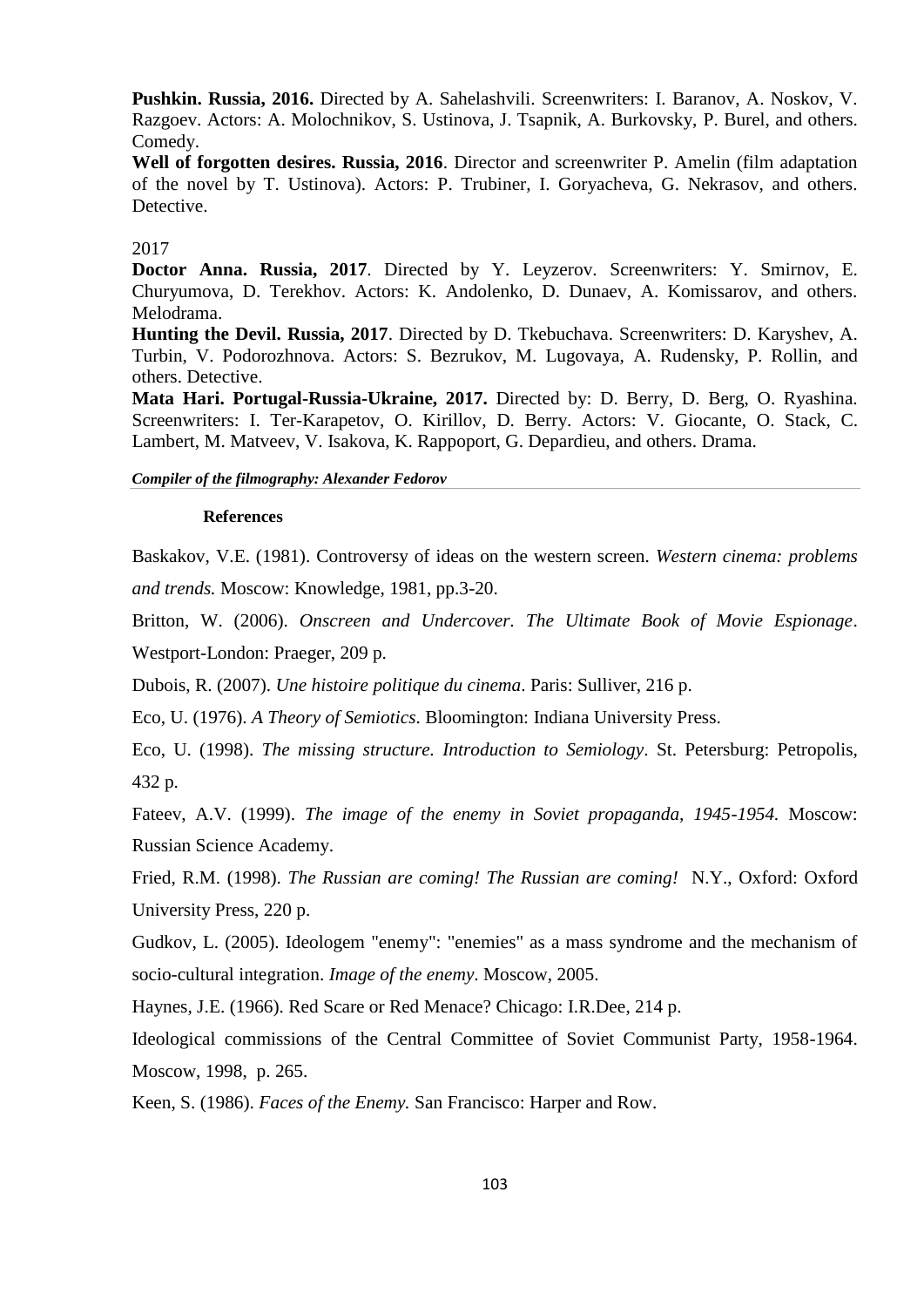**Pushkin. Russia, 2016.** Directed by A. Sahelashvili. Screenwriters: I. Baranov, A. Noskov, V. Razgoev. Actors: A. Molochnikov, S. Ustinova, J. Tsapnik, A. Burkovsky, P. Burel, and others. Comedy.

**Well of forgotten desires. Russia, 2016**. Director and screenwriter P. Amelin (film adaptation of the novel by T. Ustinova). Actors: P. Trubiner, I. Goryacheva, G. Nekrasov, and others. Detective.

2017

**Doctor Anna. Russia, 2017**. Directed by Y. Leyzerov. Screenwriters: Y. Smirnov, E. Churyumova, D. Terekhov. Actors: K. Andolenko, D. Dunaev, A. Komissarov, and others. Melodrama.

**Hunting the Devil. Russia, 2017**. Directed by D. Tkebuchava. Screenwriters: D. Karyshev, A. Turbin, V. Podorozhnova. Actors: S. Bezrukov, M. Lugovaya, A. Rudensky, P. Rollin, and others. Detective.

**Mata Hari. Portugal-Russia-Ukraine, 2017.** Directed by: D. Berry, D. Berg, O. Ryashina. Screenwriters: I. Ter-Karapetov, O. Kirillov, D. Berry. Actors: V. Giocante, O. Stack, C. Lambert, M. Matveev, V. Isakova, K. Rappoport, G. Depardieu, and others. Drama.

***Compiler of the filmography: Alexander Fedorov***

**References**

Baskakov, V.E. (1981). Controversy of ideas on the western screen. *Western cinema: problems and trends.* Moscow: Knowledge, 1981, pp.3-20.

Britton, W. (2006). *Onscreen and Undercover. The Ultimate Book of Movie Espionage*. Westport-London: Praeger, 209 p.

Dubois, R. (2007). *Une histoire politique du cinema*. Paris: Sulliver, 216 p.

Eco, U. (1976). *A Theory of Semiotics*. Bloomington: Indiana University Press.

Eco, U. (1998). *The missing structure. Introduction to Semiology*. St. Petersburg: Petropolis, 432 p.

Fateev, A.V. (1999). *The image of the enemy in Soviet propaganda, 1945-1954.* Moscow: Russian Science Academy.

Fried, R.M. (1998). *The Russian are coming! The Russian are coming!* N.Y., Oxford: Oxford University Press, 220 p.

Gudkov, L. (2005). Ideologem "enemy": "enemies" as a mass syndrome and the mechanism of socio-cultural integration. *Image of the enemy*. Moscow, 2005.

Haynes, J.E. (1966). Red Scare or Red Menace? Chicago: I.R.Dee, 214 p.

Ideological commissions of the Central Committee of Soviet Communist Party, 1958-1964. Moscow, 1998, p. 265.

Keen, S. (1986). *Faces of the Enemy.* San Francisco: Harper and Row.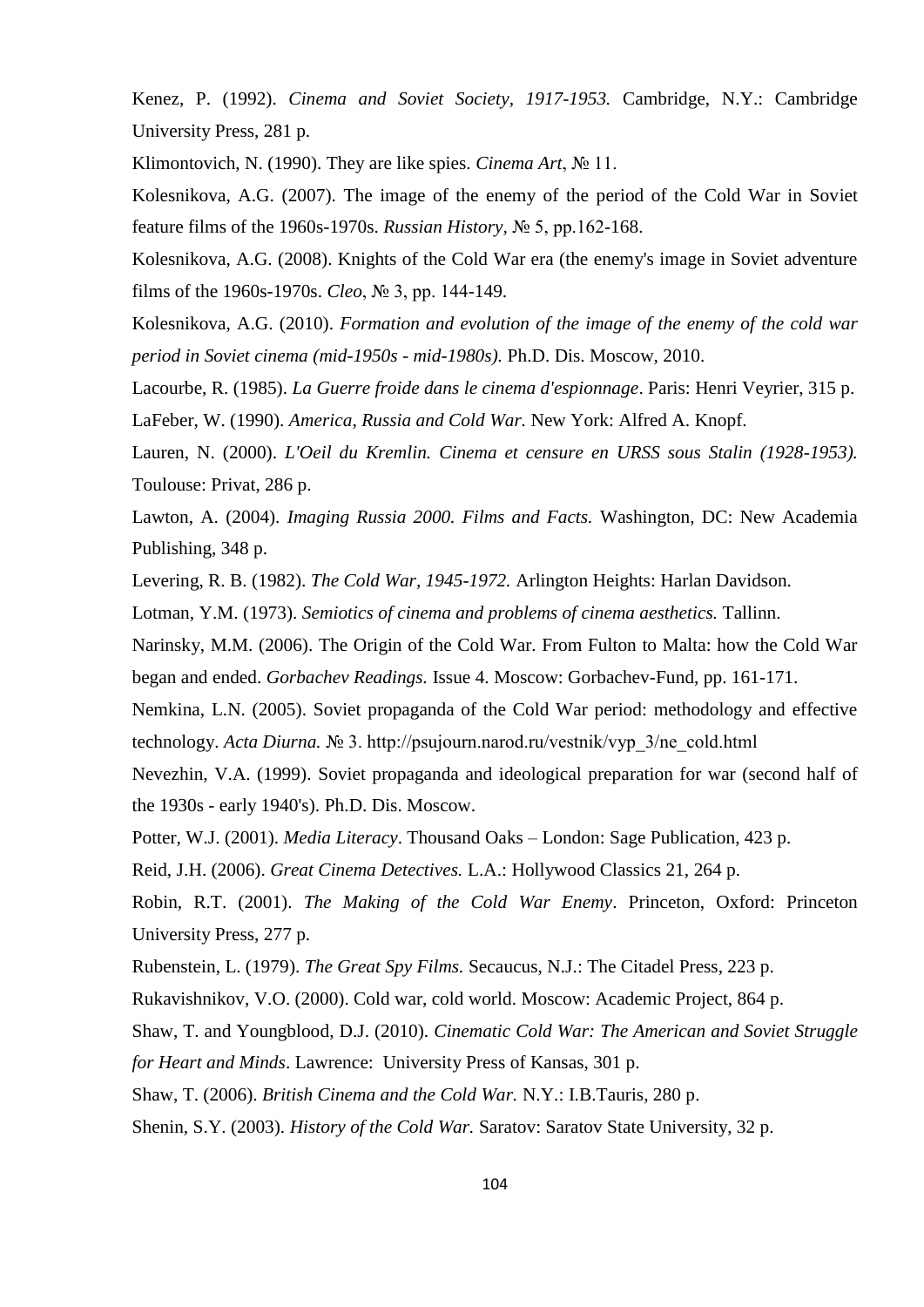Kenez, P. (1992). *Cinema and Soviet Society, 1917-1953.* Cambridge, N.Y.: Cambridge University Press, 281 p.

Klimontovich, N. (1990). They are like spies. *Cinema Art*, № 11.

Kolesnikova, A.G. (2007). The image of the enemy of the period of the Cold War in Soviet feature films of the 1960s-1970s. *Russian History*, № 5, pp.162-168.

Kolesnikova, A.G. (2008). Knights of the Cold War era (the enemy's image in Soviet adventure films of the 1960s-1970s. *Cleo*, № 3, pp. 144-149.

Kolesnikova, A.G. (2010). *Formation and evolution of the image of the enemy of the cold war period in Soviet cinema (mid-1950s - mid-1980s).* Ph.D. Dis. Moscow, 2010.

Lacourbe, R. (1985). *La Guerre froide dans le cinema d'espionnage*. Paris: Henri Veyrier, 315 p.

LaFeber, W. (1990). *America, Russia and Cold War.* New York: Alfred A. Knopf.

Lauren, N. (2000). *L'Oeil du Kremlin. Cinema et censure en URSS sous Stalin (1928-1953).* Toulouse: Privat, 286 p.

Lawton, A. (2004). *Imaging Russia 2000. Films and Facts.* Washington, DC: New Academia Publishing, 348 p.

Levering, R. B. (1982). *The Cold War, 1945-1972.* Arlington Heights: Harlan Davidson.

Lotman, Y.M. (1973). *Semiotics of cinema and problems of cinema aesthetics.* Tallinn.

Narinsky, M.M. (2006). The Origin of the Cold War. From Fulton to Malta: how the Cold War began and ended. *Gorbachev Readings.* Issue 4. Moscow: Gorbachev-Fund, pp. 161-171.

Nemkina, L.N. (2005). Soviet propaganda of the Cold War period: methodology and effective technology. *Acta Diurna.* № 3. http://psujourn.narod.ru/vestnik/vyp_3/ne_cold.html

Nevezhin, V.A. (1999). Soviet propaganda and ideological preparation for war (second half of the 1930s - early 1940's). Ph.D. Dis. Moscow.

Potter, W.J. (2001). *Media Literacy*. Thousand Oaks – London: Sage Publication, 423 p.

Reid, J.H. (2006). *Great Cinema Detectives.* L.A.: Hollywood Classics 21, 264 p.

Robin, R.T. (2001). *The Making of the Cold War Enemy*. Princeton, Oxford: Princeton University Press, 277 p.

Rubenstein, L. (1979). *The Great Spy Films.* Secaucus, N.J.: The Citadel Press, 223 p.

Rukavishnikov, V.O. (2000). Cold war, cold world. Moscow: Academic Project, 864 p.

Shaw, T. and Youngblood, D.J. (2010). *Cinematic Cold War: The American and Soviet Struggle for Heart and Minds*. Lawrence: University Press of Kansas, 301 p.

Shaw, T. (2006). *British Cinema and the Cold War.* N.Y.: I.B.Tauris, 280 p.

Shenin, S.Y. (2003). *History of the Cold War.* Saratov: Saratov State University, 32 p.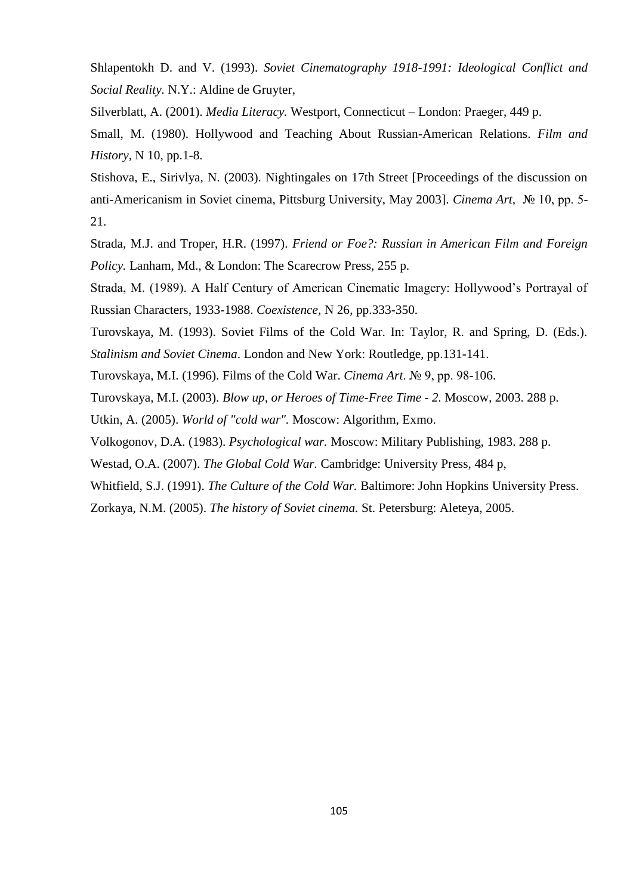Shlapentokh D. and V. (1993). *Soviet Cinematography 1918-1991: Ideological Conflict and Social Reality.* N.Y.: Aldine de Gruyter,

Silverblatt, A. (2001). *Media Literacy.* Westport, Connecticut – London: Praeger, 449 p.

Small, M. (1980). Hollywood and Teaching About Russian-American Relations. *Film and History*, N 10, pp.1-8.

Stishova, E., Sirivlya, N. (2003). Nightingales on 17th Street [Proceedings of the discussion on anti-Americanism in Soviet cinema, Pittsburg University, May 2003]. *Cinema Art*, № 10, pp. 5-21.

Strada, M.J. and Troper, H.R. (1997). *Friend or Foe?: Russian in American Film and Foreign Policy.* Lanham, Md., & London: The Scarecrow Press, 255 p.

Strada, M. (1989). A Half Century of American Cinematic Imagery: Hollywood's Portrayal of Russian Characters, 1933-1988. *Coexistence*, N 26, pp.333-350.

Turovskaya, M. (1993). Soviet Films of the Cold War. In: Taylor, R. and Spring, D. (Eds.). *Stalinism and Soviet Cinema*. London and New York: Routledge, pp.131-141.

Turovskaya, M.I. (1996). Films of the Cold War. *Cinema Art*. № 9, pp. 98-106.

Turovskaya, M.I. (2003). *Blow up, or Heroes of Time-Free Time - 2.* Moscow, 2003. 288 p.

Utkin, A. (2005). *World of "cold war".* Moscow: Algorithm, Exmo.

Volkogonov, D.A. (1983). *Psychological war.* Moscow: Military Publishing, 1983. 288 p.

Westad, O.A. (2007). *The Global Cold War.* Cambridge: University Press, 484 p,

Whitfield, S.J. (1991). *The Culture of the Cold War.* Baltimore: John Hopkins University Press.

Zorkaya, N.M. (2005). *The history of Soviet cinema.* St. Petersburg: Aleteya, 2005.